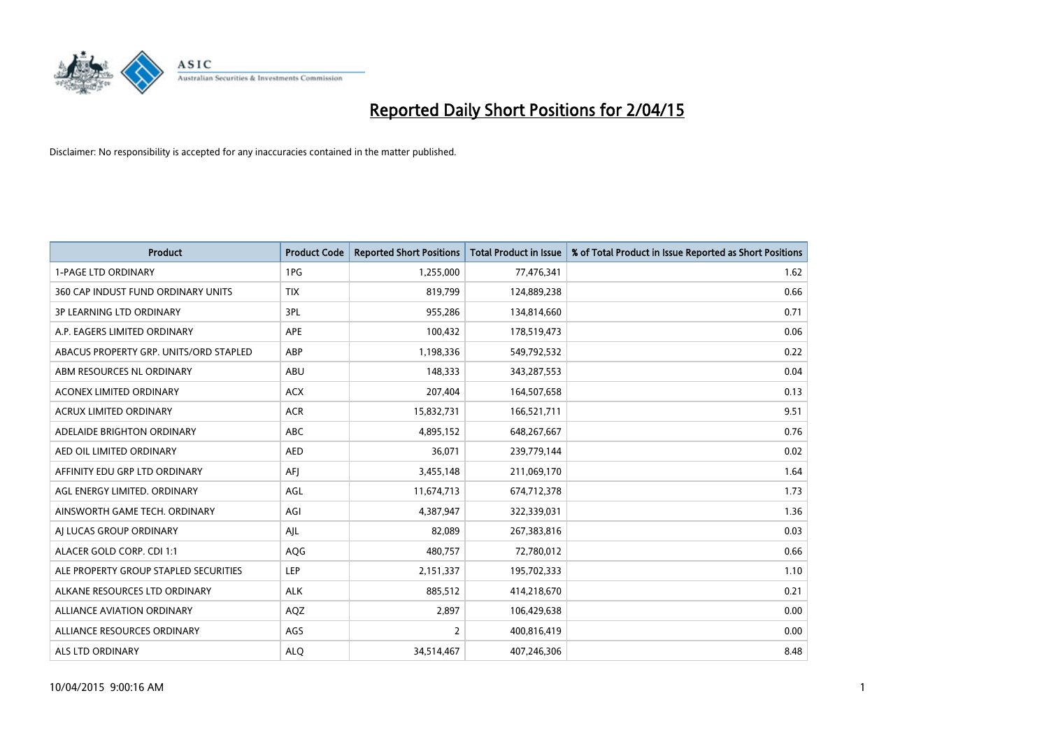# Reported Daily Short Positions for 2/04/15

Disclaimer: No responsibility is accepted for any inaccuracies contained in the matter published.

| Product | Product Code | Reported Short Positions | Total Product in Issue | % of Total Product in Issue Reported as Short Positions |
|---|---|---|---|---|
| 1-PAGE LTD ORDINARY | 1PG | 1,255,000 | 77,476,341 | 1.62 |
| 360 CAP INDUST FUND ORDINARY UNITS | TIX | 819,799 | 124,889,238 | 0.66 |
| 3P LEARNING LTD ORDINARY | 3PL | 955,286 | 134,814,660 | 0.71 |
| A.P. EAGERS LIMITED ORDINARY | APE | 100,432 | 178,519,473 | 0.06 |
| ABACUS PROPERTY GRP. UNITS/ORD STAPLED | ABP | 1,198,336 | 549,792,532 | 0.22 |
| ABM RESOURCES NL ORDINARY | ABU | 148,333 | 343,287,553 | 0.04 |
| ACONEX LIMITED ORDINARY | ACX | 207,404 | 164,507,658 | 0.13 |
| ACRUX LIMITED ORDINARY | ACR | 15,832,731 | 166,521,711 | 9.51 |
| ADELAIDE BRIGHTON ORDINARY | ABC | 4,895,152 | 648,267,667 | 0.76 |
| AED OIL LIMITED ORDINARY | AED | 36,071 | 239,779,144 | 0.02 |
| AFFINITY EDU GRP LTD ORDINARY | AFJ | 3,455,148 | 211,069,170 | 1.64 |
| AGL ENERGY LIMITED. ORDINARY | AGL | 11,674,713 | 674,712,378 | 1.73 |
| AINSWORTH GAME TECH. ORDINARY | AGI | 4,387,947 | 322,339,031 | 1.36 |
| AJ LUCAS GROUP ORDINARY | AJL | 82,089 | 267,383,816 | 0.03 |
| ALACER GOLD CORP. CDI 1:1 | AQG | 480,757 | 72,780,012 | 0.66 |
| ALE PROPERTY GROUP STAPLED SECURITIES | LEP | 2,151,337 | 195,702,333 | 1.10 |
| ALKANE RESOURCES LTD ORDINARY | ALK | 885,512 | 414,218,670 | 0.21 |
| ALLIANCE AVIATION ORDINARY | AQZ | 2,897 | 106,429,638 | 0.00 |
| ALLIANCE RESOURCES ORDINARY | AGS | 2 | 400,816,419 | 0.00 |
| ALS LTD ORDINARY | ALQ | 34,514,467 | 407,246,306 | 8.48 |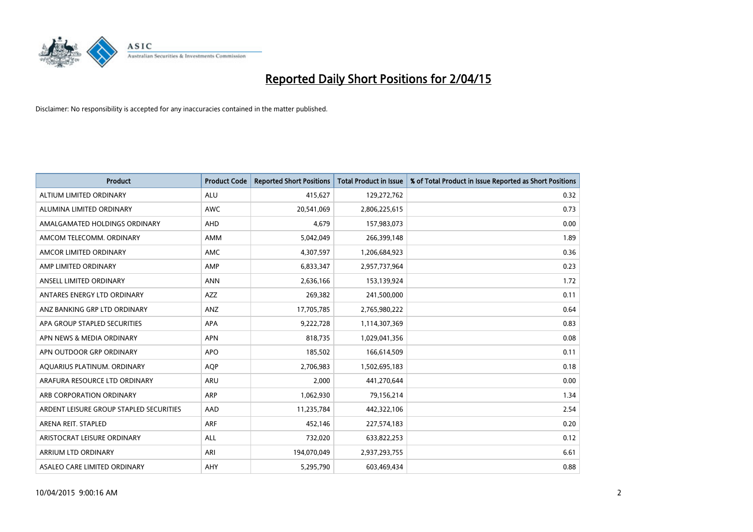# Reported Daily Short Positions for 2/04/15

Disclaimer: No responsibility is accepted for any inaccuracies contained in the matter published.

| Product | Product Code | Reported Short Positions | Total Product in Issue | % of Total Product in Issue Reported as Short Positions |
|---|---|---|---|---|
| ALTIUM LIMITED ORDINARY | ALU | 415,627 | 129,272,762 | 0.32 |
| ALUMINA LIMITED ORDINARY | AWC | 20,541,069 | 2,806,225,615 | 0.73 |
| AMALGAMATED HOLDINGS ORDINARY | AHD | 4,679 | 157,983,073 | 0.00 |
| AMCOM TELECOMM. ORDINARY | AMM | 5,042,049 | 266,399,148 | 1.89 |
| AMCOR LIMITED ORDINARY | AMC | 4,307,597 | 1,206,684,923 | 0.36 |
| AMP LIMITED ORDINARY | AMP | 6,833,347 | 2,957,737,964 | 0.23 |
| ANSELL LIMITED ORDINARY | ANN | 2,636,166 | 153,139,924 | 1.72 |
| ANTARES ENERGY LTD ORDINARY | AZZ | 269,382 | 241,500,000 | 0.11 |
| ANZ BANKING GRP LTD ORDINARY | ANZ | 17,705,785 | 2,765,980,222 | 0.64 |
| APA GROUP STAPLED SECURITIES | APA | 9,222,728 | 1,114,307,369 | 0.83 |
| APN NEWS & MEDIA ORDINARY | APN | 818,735 | 1,029,041,356 | 0.08 |
| APN OUTDOOR GRP ORDINARY | APO | 185,502 | 166,614,509 | 0.11 |
| AQUARIUS PLATINUM. ORDINARY | AQP | 2,706,983 | 1,502,695,183 | 0.18 |
| ARAFURA RESOURCE LTD ORDINARY | ARU | 2,000 | 441,270,644 | 0.00 |
| ARB CORPORATION ORDINARY | ARP | 1,062,930 | 79,156,214 | 1.34 |
| ARDENT LEISURE GROUP STAPLED SECURITIES | AAD | 11,235,784 | 442,322,106 | 2.54 |
| ARENA REIT. STAPLED | ARF | 452,146 | 227,574,183 | 0.20 |
| ARISTOCRAT LEISURE ORDINARY | ALL | 732,020 | 633,822,253 | 0.12 |
| ARRIUM LTD ORDINARY | ARI | 194,070,049 | 2,937,293,755 | 6.61 |
| ASALEO CARE LIMITED ORDINARY | AHY | 5,295,790 | 603,469,434 | 0.88 |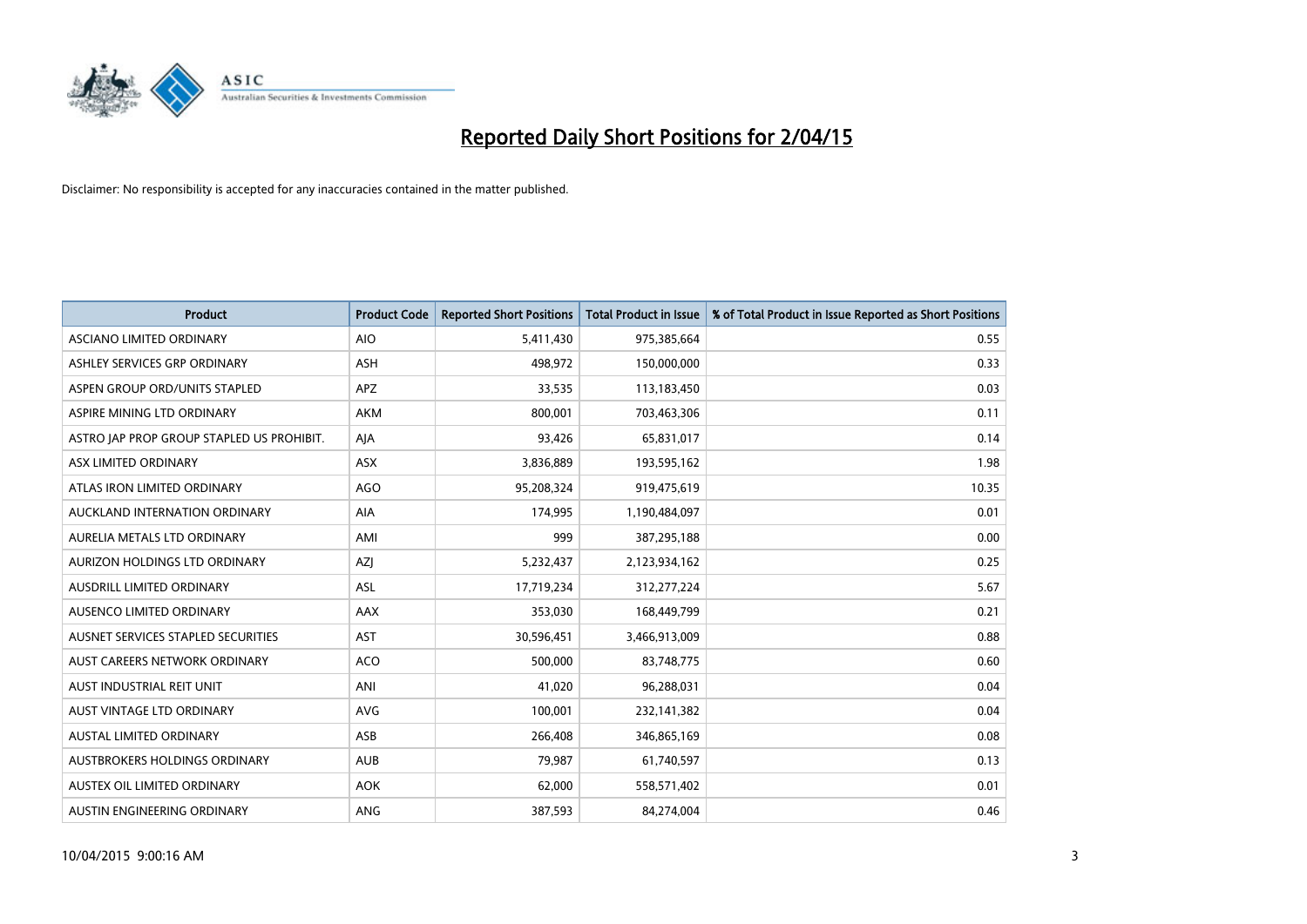# Reported Daily Short Positions for 2/04/15

Disclaimer: No responsibility is accepted for any inaccuracies contained in the matter published.

| Product | Product Code | Reported Short Positions | Total Product in Issue | % of Total Product in Issue Reported as Short Positions |
|---|---|---|---|---|
| ASCIANO LIMITED ORDINARY | AIO | 5,411,430 | 975,385,664 | 0.55 |
| ASHLEY SERVICES GRP ORDINARY | ASH | 498,972 | 150,000,000 | 0.33 |
| ASPEN GROUP ORD/UNITS STAPLED | APZ | 33,535 | 113,183,450 | 0.03 |
| ASPIRE MINING LTD ORDINARY | AKM | 800,001 | 703,463,306 | 0.11 |
| ASTRO JAP PROP GROUP STAPLED US PROHIBIT. | AJA | 93,426 | 65,831,017 | 0.14 |
| ASX LIMITED ORDINARY | ASX | 3,836,889 | 193,595,162 | 1.98 |
| ATLAS IRON LIMITED ORDINARY | AGO | 95,208,324 | 919,475,619 | 10.35 |
| AUCKLAND INTERNATION ORDINARY | AIA | 174,995 | 1,190,484,097 | 0.01 |
| AURELIA METALS LTD ORDINARY | AMI | 999 | 387,295,188 | 0.00 |
| AURIZON HOLDINGS LTD ORDINARY | AZJ | 5,232,437 | 2,123,934,162 | 0.25 |
| AUSDRILL LIMITED ORDINARY | ASL | 17,719,234 | 312,277,224 | 5.67 |
| AUSENCO LIMITED ORDINARY | AAX | 353,030 | 168,449,799 | 0.21 |
| AUSNET SERVICES STAPLED SECURITIES | AST | 30,596,451 | 3,466,913,009 | 0.88 |
| AUST CAREERS NETWORK ORDINARY | ACO | 500,000 | 83,748,775 | 0.60 |
| AUST INDUSTRIAL REIT UNIT | ANI | 41,020 | 96,288,031 | 0.04 |
| AUST VINTAGE LTD ORDINARY | AVG | 100,001 | 232,141,382 | 0.04 |
| AUSTAL LIMITED ORDINARY | ASB | 266,408 | 346,865,169 | 0.08 |
| AUSTBROKERS HOLDINGS ORDINARY | AUB | 79,987 | 61,740,597 | 0.13 |
| AUSTEX OIL LIMITED ORDINARY | AOK | 62,000 | 558,571,402 | 0.01 |
| AUSTIN ENGINEERING ORDINARY | ANG | 387,593 | 84,274,004 | 0.46 |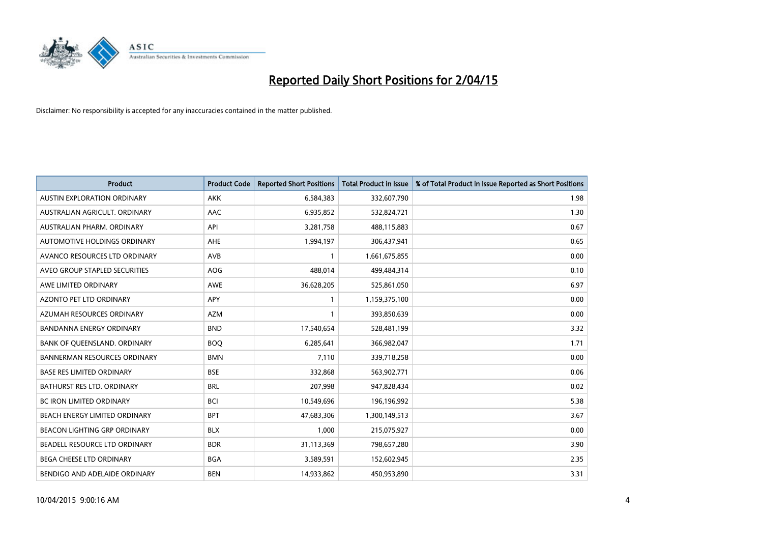# Reported Daily Short Positions for 2/04/15

Disclaimer: No responsibility is accepted for any inaccuracies contained in the matter published.

| Product | Product Code | Reported Short Positions | Total Product in Issue | % of Total Product in Issue Reported as Short Positions |
|---|---|---|---|---|
| AUSTIN EXPLORATION ORDINARY | AKK | 6,584,383 | 332,607,790 | 1.98 |
| AUSTRALIAN AGRICULT. ORDINARY | AAC | 6,935,852 | 532,824,721 | 1.30 |
| AUSTRALIAN PHARM. ORDINARY | API | 3,281,758 | 488,115,883 | 0.67 |
| AUTOMOTIVE HOLDINGS ORDINARY | AHE | 1,994,197 | 306,437,941 | 0.65 |
| AVANCO RESOURCES LTD ORDINARY | AVB | 1 | 1,661,675,855 | 0.00 |
| AVEO GROUP STAPLED SECURITIES | AOG | 488,014 | 499,484,314 | 0.10 |
| AWE LIMITED ORDINARY | AWE | 36,628,205 | 525,861,050 | 6.97 |
| AZONTO PET LTD ORDINARY | APY | 1 | 1,159,375,100 | 0.00 |
| AZUMAH RESOURCES ORDINARY | AZM | 1 | 393,850,639 | 0.00 |
| BANDANNA ENERGY ORDINARY | BND | 17,540,654 | 528,481,199 | 3.32 |
| BANK OF QUEENSLAND. ORDINARY | BOQ | 6,285,641 | 366,982,047 | 1.71 |
| BANNERMAN RESOURCES ORDINARY | BMN | 7,110 | 339,718,258 | 0.00 |
| BASE RES LIMITED ORDINARY | BSE | 332,868 | 563,902,771 | 0.06 |
| BATHURST RES LTD. ORDINARY | BRL | 207,998 | 947,828,434 | 0.02 |
| BC IRON LIMITED ORDINARY | BCI | 10,549,696 | 196,196,992 | 5.38 |
| BEACH ENERGY LIMITED ORDINARY | BPT | 47,683,306 | 1,300,149,513 | 3.67 |
| BEACON LIGHTING GRP ORDINARY | BLX | 1,000 | 215,075,927 | 0.00 |
| BEADELL RESOURCE LTD ORDINARY | BDR | 31,113,369 | 798,657,280 | 3.90 |
| BEGA CHEESE LTD ORDINARY | BGA | 3,589,591 | 152,602,945 | 2.35 |
| BENDIGO AND ADELAIDE ORDINARY | BEN | 14,933,862 | 450,953,890 | 3.31 |

10/04/2015 9:00:16 AM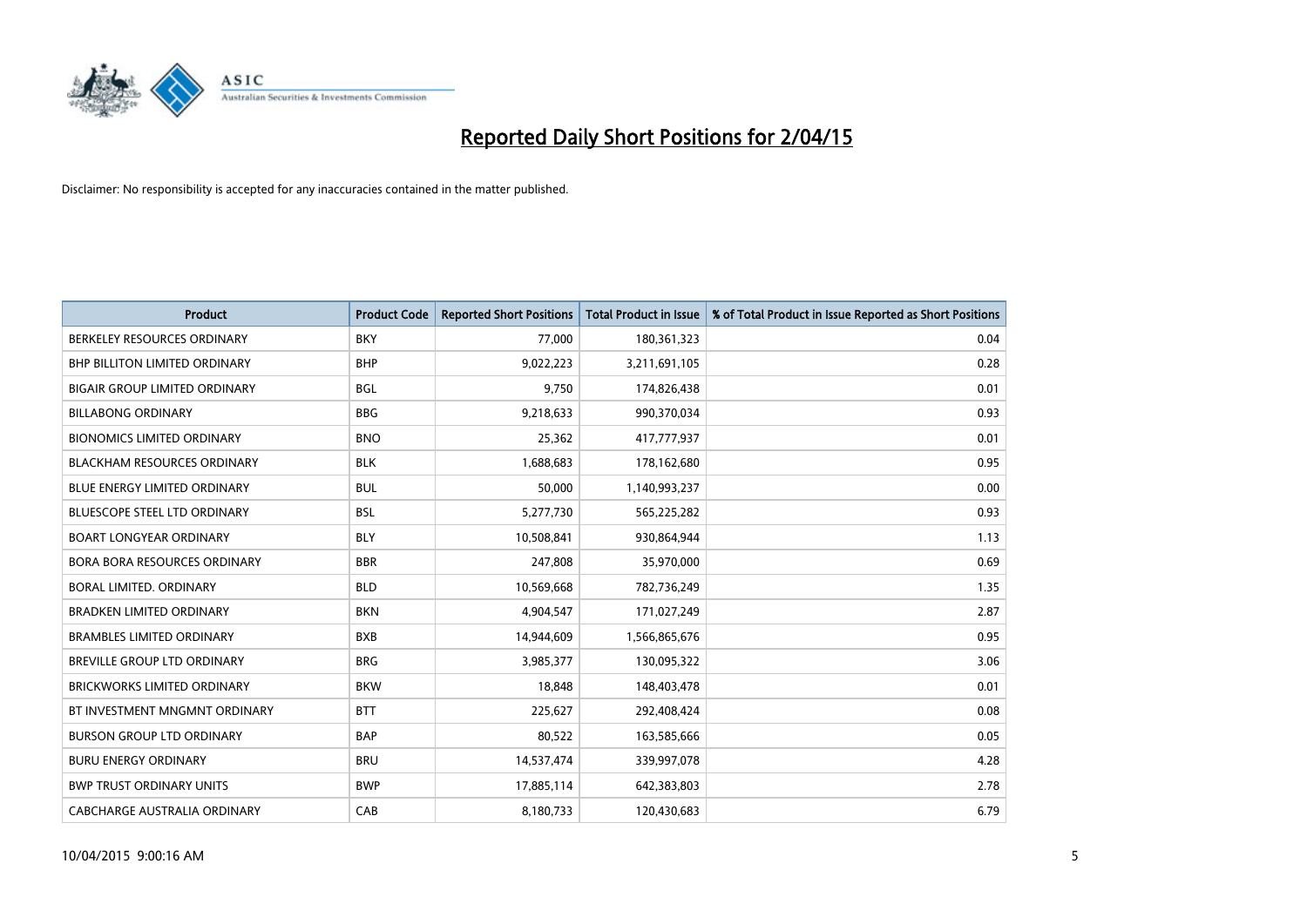# Reported Daily Short Positions for 2/04/15

Disclaimer: No responsibility is accepted for any inaccuracies contained in the matter published.

| Product | Product Code | Reported Short Positions | Total Product in Issue | % of Total Product in Issue Reported as Short Positions |
|---|---|---|---|---|
| BERKELEY RESOURCES ORDINARY | BKY | 77,000 | 180,361,323 | 0.04 |
| BHP BILLITON LIMITED ORDINARY | BHP | 9,022,223 | 3,211,691,105 | 0.28 |
| BIGAIR GROUP LIMITED ORDINARY | BGL | 9,750 | 174,826,438 | 0.01 |
| BILLABONG ORDINARY | BBG | 9,218,633 | 990,370,034 | 0.93 |
| BIONOMICS LIMITED ORDINARY | BNO | 25,362 | 417,777,937 | 0.01 |
| BLACKHAM RESOURCES ORDINARY | BLK | 1,688,683 | 178,162,680 | 0.95 |
| BLUE ENERGY LIMITED ORDINARY | BUL | 50,000 | 1,140,993,237 | 0.00 |
| BLUESCOPE STEEL LTD ORDINARY | BSL | 5,277,730 | 565,225,282 | 0.93 |
| BOART LONGYEAR ORDINARY | BLY | 10,508,841 | 930,864,944 | 1.13 |
| BORA BORA RESOURCES ORDINARY | BBR | 247,808 | 35,970,000 | 0.69 |
| BORAL LIMITED. ORDINARY | BLD | 10,569,668 | 782,736,249 | 1.35 |
| BRADKEN LIMITED ORDINARY | BKN | 4,904,547 | 171,027,249 | 2.87 |
| BRAMBLES LIMITED ORDINARY | BXB | 14,944,609 | 1,566,865,676 | 0.95 |
| BREVILLE GROUP LTD ORDINARY | BRG | 3,985,377 | 130,095,322 | 3.06 |
| BRICKWORKS LIMITED ORDINARY | BKW | 18,848 | 148,403,478 | 0.01 |
| BT INVESTMENT MNGMNT ORDINARY | BTT | 225,627 | 292,408,424 | 0.08 |
| BURSON GROUP LTD ORDINARY | BAP | 80,522 | 163,585,666 | 0.05 |
| BURU ENERGY ORDINARY | BRU | 14,537,474 | 339,997,078 | 4.28 |
| BWP TRUST ORDINARY UNITS | BWP | 17,885,114 | 642,383,803 | 2.78 |
| CABCHARGE AUSTRALIA ORDINARY | CAB | 8,180,733 | 120,430,683 | 6.79 |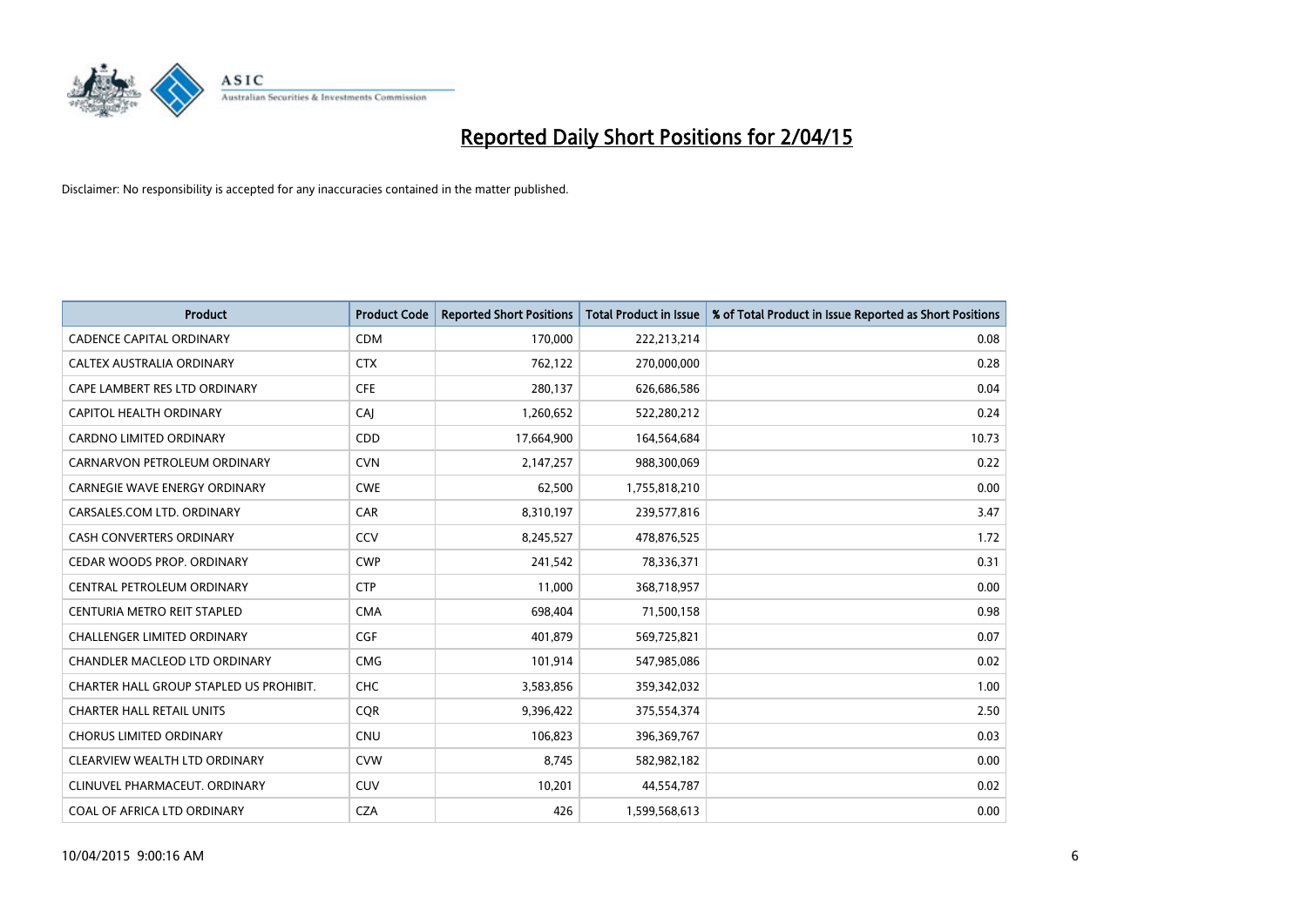# Reported Daily Short Positions for 2/04/15

Disclaimer: No responsibility is accepted for any inaccuracies contained in the matter published.

| Product | Product Code | Reported Short Positions | Total Product in Issue | % of Total Product in Issue Reported as Short Positions |
|---|---|---|---|---|
| CADENCE CAPITAL ORDINARY | CDM | 170,000 | 222,213,214 | 0.08 |
| CALTEX AUSTRALIA ORDINARY | CTX | 762,122 | 270,000,000 | 0.28 |
| CAPE LAMBERT RES LTD ORDINARY | CFE | 280,137 | 626,686,586 | 0.04 |
| CAPITOL HEALTH ORDINARY | CAJ | 1,260,652 | 522,280,212 | 0.24 |
| CARDNO LIMITED ORDINARY | CDD | 17,664,900 | 164,564,684 | 10.73 |
| CARNARVON PETROLEUM ORDINARY | CVN | 2,147,257 | 988,300,069 | 0.22 |
| CARNEGIE WAVE ENERGY ORDINARY | CWE | 62,500 | 1,755,818,210 | 0.00 |
| CARSALES.COM LTD. ORDINARY | CAR | 8,310,197 | 239,577,816 | 3.47 |
| CASH CONVERTERS ORDINARY | CCV | 8,245,527 | 478,876,525 | 1.72 |
| CEDAR WOODS PROP. ORDINARY | CWP | 241,542 | 78,336,371 | 0.31 |
| CENTRAL PETROLEUM ORDINARY | CTP | 11,000 | 368,718,957 | 0.00 |
| CENTURIA METRO REIT STAPLED | CMA | 698,404 | 71,500,158 | 0.98 |
| CHALLENGER LIMITED ORDINARY | CGF | 401,879 | 569,725,821 | 0.07 |
| CHANDLER MACLEOD LTD ORDINARY | CMG | 101,914 | 547,985,086 | 0.02 |
| CHARTER HALL GROUP STAPLED US PROHIBIT. | CHC | 3,583,856 | 359,342,032 | 1.00 |
| CHARTER HALL RETAIL UNITS | CQR | 9,396,422 | 375,554,374 | 2.50 |
| CHORUS LIMITED ORDINARY | CNU | 106,823 | 396,369,767 | 0.03 |
| CLEARVIEW WEALTH LTD ORDINARY | CVW | 8,745 | 582,982,182 | 0.00 |
| CLINUVEL PHARMACEUT. ORDINARY | CUV | 10,201 | 44,554,787 | 0.02 |
| COAL OF AFRICA LTD ORDINARY | CZA | 426 | 1,599,568,613 | 0.00 |

10/04/2015 9:00:16 AM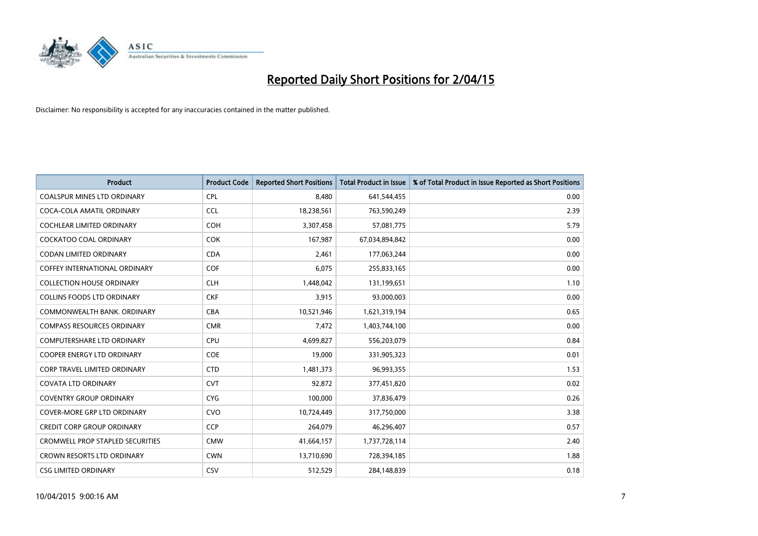# Reported Daily Short Positions for 2/04/15

Disclaimer: No responsibility is accepted for any inaccuracies contained in the matter published.

| Product | Product Code | Reported Short Positions | Total Product in Issue | % of Total Product in Issue Reported as Short Positions |
|---|---|---|---|---|
| COALSPUR MINES LTD ORDINARY | CPL | 8,480 | 641,544,455 | 0.00 |
| COCA-COLA AMATIL ORDINARY | CCL | 18,238,561 | 763,590,249 | 2.39 |
| COCHLEAR LIMITED ORDINARY | COH | 3,307,458 | 57,081,775 | 5.79 |
| COCKATOO COAL ORDINARY | COK | 167,987 | 67,034,894,842 | 0.00 |
| CODAN LIMITED ORDINARY | CDA | 2,461 | 177,063,244 | 0.00 |
| COFFEY INTERNATIONAL ORDINARY | COF | 6,075 | 255,833,165 | 0.00 |
| COLLECTION HOUSE ORDINARY | CLH | 1,448,042 | 131,199,651 | 1.10 |
| COLLINS FOODS LTD ORDINARY | CKF | 3,915 | 93,000,003 | 0.00 |
| COMMONWEALTH BANK. ORDINARY | CBA | 10,521,946 | 1,621,319,194 | 0.65 |
| COMPASS RESOURCES ORDINARY | CMR | 7,472 | 1,403,744,100 | 0.00 |
| COMPUTERSHARE LTD ORDINARY | CPU | 4,699,827 | 556,203,079 | 0.84 |
| COOPER ENERGY LTD ORDINARY | COE | 19,000 | 331,905,323 | 0.01 |
| CORP TRAVEL LIMITED ORDINARY | CTD | 1,481,373 | 96,993,355 | 1.53 |
| COVATA LTD ORDINARY | CVT | 92,872 | 377,451,820 | 0.02 |
| COVENTRY GROUP ORDINARY | CYG | 100,000 | 37,836,479 | 0.26 |
| COVER-MORE GRP LTD ORDINARY | CVO | 10,724,449 | 317,750,000 | 3.38 |
| CREDIT CORP GROUP ORDINARY | CCP | 264,079 | 46,296,407 | 0.57 |
| CROMWELL PROP STAPLED SECURITIES | CMW | 41,664,157 | 1,737,728,114 | 2.40 |
| CROWN RESORTS LTD ORDINARY | CWN | 13,710,690 | 728,394,185 | 1.88 |
| CSG LIMITED ORDINARY | CSV | 512,529 | 284,148,839 | 0.18 |

10/04/2015 9:00:16 AM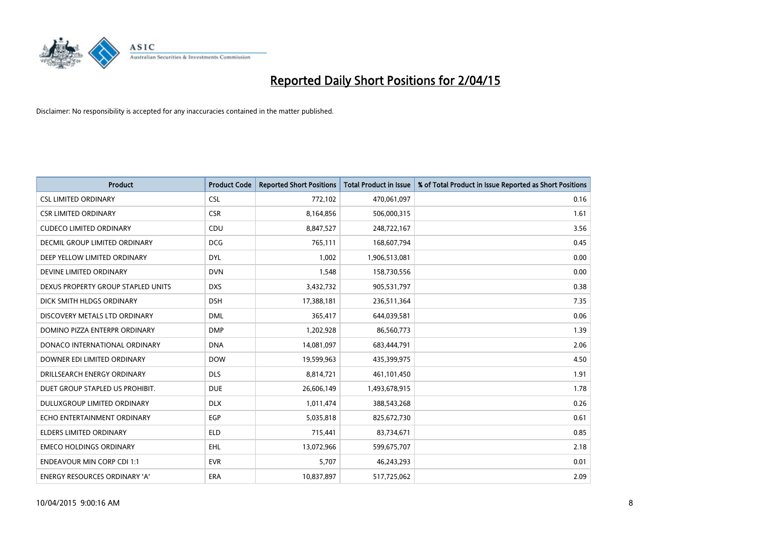# Reported Daily Short Positions for 2/04/15

Disclaimer: No responsibility is accepted for any inaccuracies contained in the matter published.

| Product | Product Code | Reported Short Positions | Total Product in Issue | % of Total Product in Issue Reported as Short Positions |
|---|---|---|---|---|
| CSL LIMITED ORDINARY | CSL | 772,102 | 470,061,097 | 0.16 |
| CSR LIMITED ORDINARY | CSR | 8,164,856 | 506,000,315 | 1.61 |
| CUDECO LIMITED ORDINARY | CDU | 8,847,527 | 248,722,167 | 3.56 |
| DECMIL GROUP LIMITED ORDINARY | DCG | 765,111 | 168,607,794 | 0.45 |
| DEEP YELLOW LIMITED ORDINARY | DYL | 1,002 | 1,906,513,081 | 0.00 |
| DEVINE LIMITED ORDINARY | DVN | 1,548 | 158,730,556 | 0.00 |
| DEXUS PROPERTY GROUP STAPLED UNITS | DXS | 3,432,732 | 905,531,797 | 0.38 |
| DICK SMITH HLDGS ORDINARY | DSH | 17,388,181 | 236,511,364 | 7.35 |
| DISCOVERY METALS LTD ORDINARY | DML | 365,417 | 644,039,581 | 0.06 |
| DOMINO PIZZA ENTERPR ORDINARY | DMP | 1,202,928 | 86,560,773 | 1.39 |
| DONACO INTERNATIONAL ORDINARY | DNA | 14,081,097 | 683,444,791 | 2.06 |
| DOWNER EDI LIMITED ORDINARY | DOW | 19,599,963 | 435,399,975 | 4.50 |
| DRILLSEARCH ENERGY ORDINARY | DLS | 8,814,721 | 461,101,450 | 1.91 |
| DUET GROUP STAPLED US PROHIBIT. | DUE | 26,606,149 | 1,493,678,915 | 1.78 |
| DULUXGROUP LIMITED ORDINARY | DLX | 1,011,474 | 388,543,268 | 0.26 |
| ECHO ENTERTAINMENT ORDINARY | EGP | 5,035,818 | 825,672,730 | 0.61 |
| ELDERS LIMITED ORDINARY | ELD | 715,441 | 83,734,671 | 0.85 |
| EMECO HOLDINGS ORDINARY | EHL | 13,072,966 | 599,675,707 | 2.18 |
| ENDEAVOUR MIN CORP CDI 1:1 | EVR | 5,707 | 46,243,293 | 0.01 |
| ENERGY RESOURCES ORDINARY 'A' | ERA | 10,837,897 | 517,725,062 | 2.09 |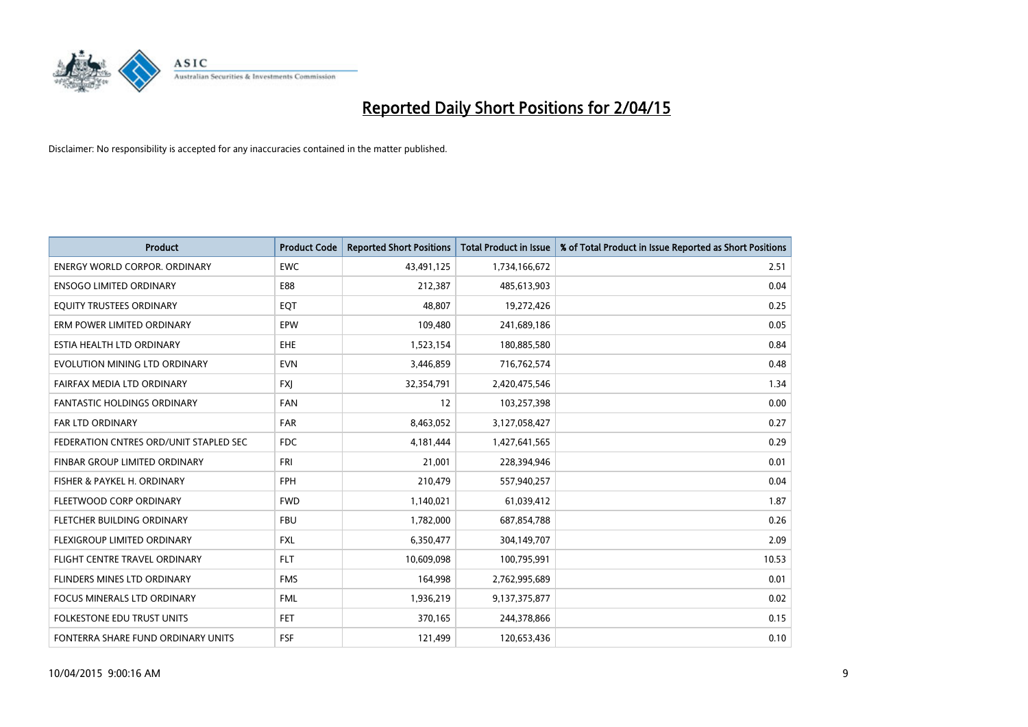# Reported Daily Short Positions for 2/04/15

Disclaimer: No responsibility is accepted for any inaccuracies contained in the matter published.

| Product | Product Code | Reported Short Positions | Total Product in Issue | % of Total Product in Issue Reported as Short Positions |
|---|---|---|---|---|
| ENERGY WORLD CORPOR. ORDINARY | EWC | 43,491,125 | 1,734,166,672 | 2.51 |
| ENSOGO LIMITED ORDINARY | E88 | 212,387 | 485,613,903 | 0.04 |
| EQUITY TRUSTEES ORDINARY | EQT | 48,807 | 19,272,426 | 0.25 |
| ERM POWER LIMITED ORDINARY | EPW | 109,480 | 241,689,186 | 0.05 |
| ESTIA HEALTH LTD ORDINARY | EHE | 1,523,154 | 180,885,580 | 0.84 |
| EVOLUTION MINING LTD ORDINARY | EVN | 3,446,859 | 716,762,574 | 0.48 |
| FAIRFAX MEDIA LTD ORDINARY | FXJ | 32,354,791 | 2,420,475,546 | 1.34 |
| FANTASTIC HOLDINGS ORDINARY | FAN | 12 | 103,257,398 | 0.00 |
| FAR LTD ORDINARY | FAR | 8,463,052 | 3,127,058,427 | 0.27 |
| FEDERATION CNTRES ORD/UNIT STAPLED SEC | FDC | 4,181,444 | 1,427,641,565 | 0.29 |
| FINBAR GROUP LIMITED ORDINARY | FRI | 21,001 | 228,394,946 | 0.01 |
| FISHER & PAYKEL H. ORDINARY | FPH | 210,479 | 557,940,257 | 0.04 |
| FLEETWOOD CORP ORDINARY | FWD | 1,140,021 | 61,039,412 | 1.87 |
| FLETCHER BUILDING ORDINARY | FBU | 1,782,000 | 687,854,788 | 0.26 |
| FLEXIGROUP LIMITED ORDINARY | FXL | 6,350,477 | 304,149,707 | 2.09 |
| FLIGHT CENTRE TRAVEL ORDINARY | FLT | 10,609,098 | 100,795,991 | 10.53 |
| FLINDERS MINES LTD ORDINARY | FMS | 164,998 | 2,762,995,689 | 0.01 |
| FOCUS MINERALS LTD ORDINARY | FML | 1,936,219 | 9,137,375,877 | 0.02 |
| FOLKESTONE EDU TRUST UNITS | FET | 370,165 | 244,378,866 | 0.15 |
| FONTERRA SHARE FUND ORDINARY UNITS | FSF | 121,499 | 120,653,436 | 0.10 |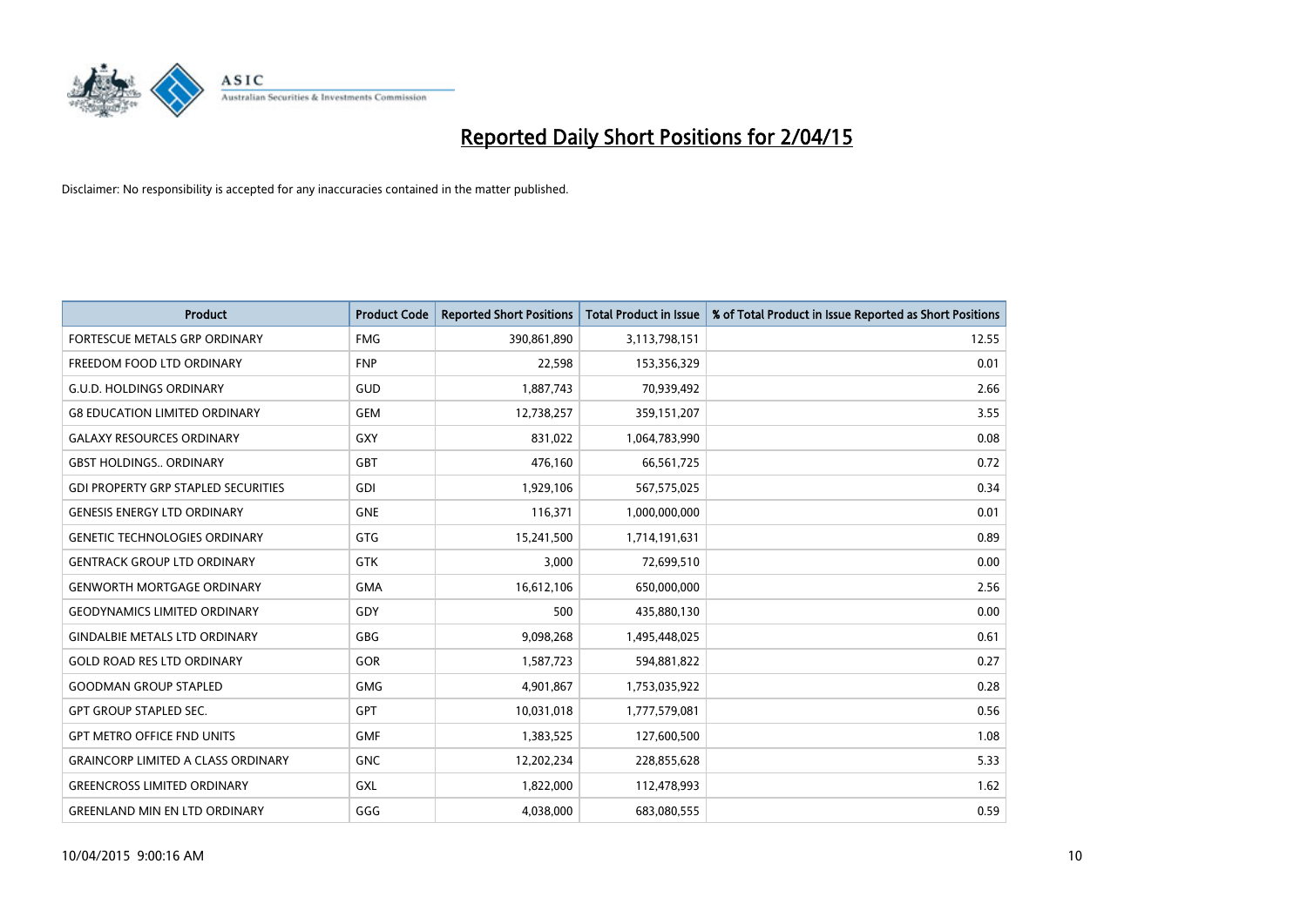# Reported Daily Short Positions for 2/04/15

Disclaimer: No responsibility is accepted for any inaccuracies contained in the matter published.

| Product | Product Code | Reported Short Positions | Total Product in Issue | % of Total Product in Issue Reported as Short Positions |
|---|---|---|---|---|
| FORTESCUE METALS GRP ORDINARY | FMG | 390,861,890 | 3,113,798,151 | 12.55 |
| FREEDOM FOOD LTD ORDINARY | FNP | 22,598 | 153,356,329 | 0.01 |
| G.U.D. HOLDINGS ORDINARY | GUD | 1,887,743 | 70,939,492 | 2.66 |
| G8 EDUCATION LIMITED ORDINARY | GEM | 12,738,257 | 359,151,207 | 3.55 |
| GALAXY RESOURCES ORDINARY | GXY | 831,022 | 1,064,783,990 | 0.08 |
| GBST HOLDINGS.. ORDINARY | GBT | 476,160 | 66,561,725 | 0.72 |
| GDI PROPERTY GRP STAPLED SECURITIES | GDI | 1,929,106 | 567,575,025 | 0.34 |
| GENESIS ENERGY LTD ORDINARY | GNE | 116,371 | 1,000,000,000 | 0.01 |
| GENETIC TECHNOLOGIES ORDINARY | GTG | 15,241,500 | 1,714,191,631 | 0.89 |
| GENTRACK GROUP LTD ORDINARY | GTK | 3,000 | 72,699,510 | 0.00 |
| GENWORTH MORTGAGE ORDINARY | GMA | 16,612,106 | 650,000,000 | 2.56 |
| GEODYNAMICS LIMITED ORDINARY | GDY | 500 | 435,880,130 | 0.00 |
| GINDALBIE METALS LTD ORDINARY | GBG | 9,098,268 | 1,495,448,025 | 0.61 |
| GOLD ROAD RES LTD ORDINARY | GOR | 1,587,723 | 594,881,822 | 0.27 |
| GOODMAN GROUP STAPLED | GMG | 4,901,867 | 1,753,035,922 | 0.28 |
| GPT GROUP STAPLED SEC. | GPT | 10,031,018 | 1,777,579,081 | 0.56 |
| GPT METRO OFFICE FND UNITS | GMF | 1,383,525 | 127,600,500 | 1.08 |
| GRAINCORP LIMITED A CLASS ORDINARY | GNC | 12,202,234 | 228,855,628 | 5.33 |
| GREENCROSS LIMITED ORDINARY | GXL | 1,822,000 | 112,478,993 | 1.62 |
| GREENLAND MIN EN LTD ORDINARY | GGG | 4,038,000 | 683,080,555 | 0.59 |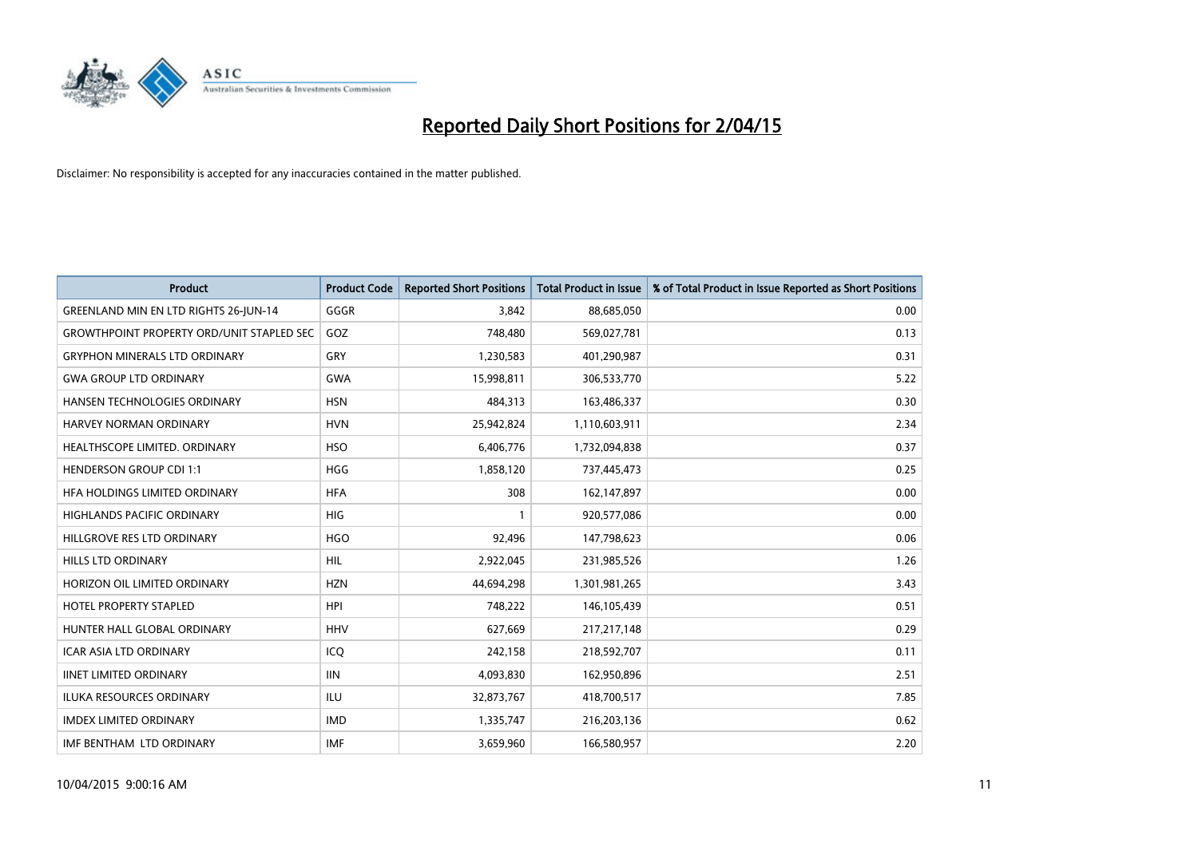# Reported Daily Short Positions for 2/04/15

Disclaimer: No responsibility is accepted for any inaccuracies contained in the matter published.

| Product | Product Code | Reported Short Positions | Total Product in Issue | % of Total Product in Issue Reported as Short Positions |
|---|---|---|---|---|
| GREENLAND MIN EN LTD RIGHTS 26-JUN-14 | GGGR | 3,842 | 88,685,050 | 0.00 |
| GROWTHPOINT PROPERTY ORD/UNIT STAPLED SEC | GOZ | 748,480 | 569,027,781 | 0.13 |
| GRYPHON MINERALS LTD ORDINARY | GRY | 1,230,583 | 401,290,987 | 0.31 |
| GWA GROUP LTD ORDINARY | GWA | 15,998,811 | 306,533,770 | 5.22 |
| HANSEN TECHNOLOGIES ORDINARY | HSN | 484,313 | 163,486,337 | 0.30 |
| HARVEY NORMAN ORDINARY | HVN | 25,942,824 | 1,110,603,911 | 2.34 |
| HEALTHSCOPE LIMITED. ORDINARY | HSO | 6,406,776 | 1,732,094,838 | 0.37 |
| HENDERSON GROUP CDI 1:1 | HGG | 1,858,120 | 737,445,473 | 0.25 |
| HFA HOLDINGS LIMITED ORDINARY | HFA | 308 | 162,147,897 | 0.00 |
| HIGHLANDS PACIFIC ORDINARY | HIG | 1 | 920,577,086 | 0.00 |
| HILLGROVE RES LTD ORDINARY | HGO | 92,496 | 147,798,623 | 0.06 |
| HILLS LTD ORDINARY | HIL | 2,922,045 | 231,985,526 | 1.26 |
| HORIZON OIL LIMITED ORDINARY | HZN | 44,694,298 | 1,301,981,265 | 3.43 |
| HOTEL PROPERTY STAPLED | HPI | 748,222 | 146,105,439 | 0.51 |
| HUNTER HALL GLOBAL ORDINARY | HHV | 627,669 | 217,217,148 | 0.29 |
| ICAR ASIA LTD ORDINARY | ICQ | 242,158 | 218,592,707 | 0.11 |
| IINET LIMITED ORDINARY | IIN | 4,093,830 | 162,950,896 | 2.51 |
| ILUKA RESOURCES ORDINARY | ILU | 32,873,767 | 418,700,517 | 7.85 |
| IMDEX LIMITED ORDINARY | IMD | 1,335,747 | 216,203,136 | 0.62 |
| IMF BENTHAM LTD ORDINARY | IMF | 3,659,960 | 166,580,957 | 2.20 |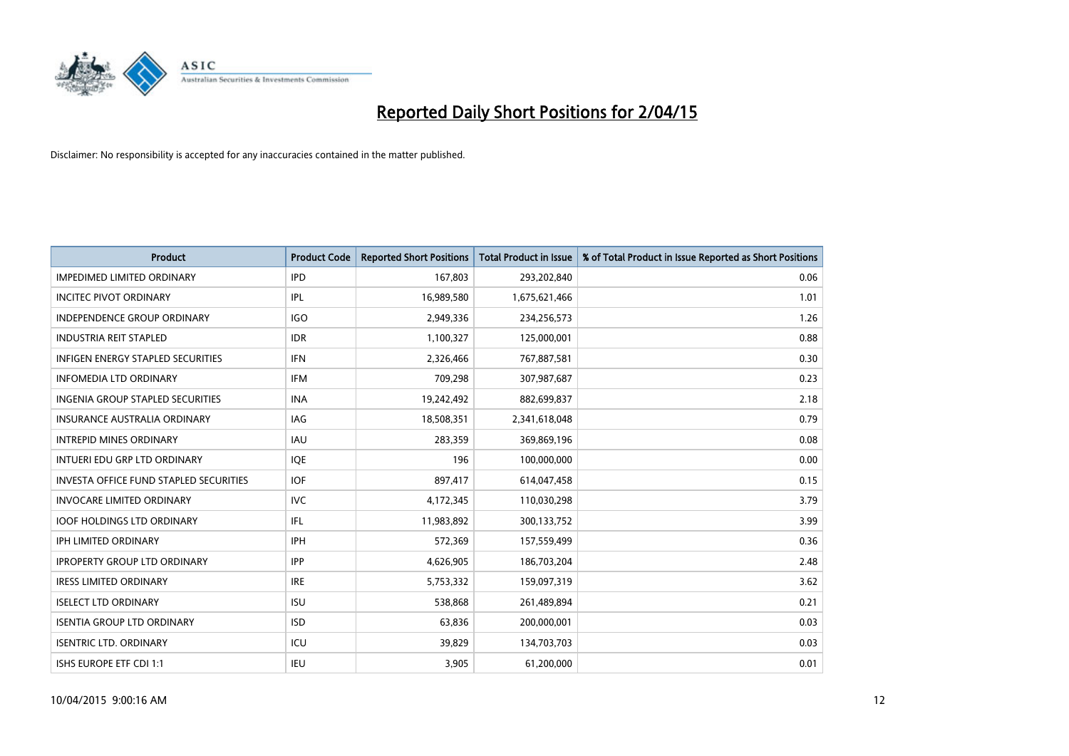# Reported Daily Short Positions for 2/04/15

Disclaimer: No responsibility is accepted for any inaccuracies contained in the matter published.

| Product | Product Code | Reported Short Positions | Total Product in Issue | % of Total Product in Issue Reported as Short Positions |
|---|---|---|---|---|
| IMPEDIMED LIMITED ORDINARY | IPD | 167,803 | 293,202,840 | 0.06 |
| INCITEC PIVOT ORDINARY | IPL | 16,989,580 | 1,675,621,466 | 1.01 |
| INDEPENDENCE GROUP ORDINARY | IGO | 2,949,336 | 234,256,573 | 1.26 |
| INDUSTRIA REIT STAPLED | IDR | 1,100,327 | 125,000,001 | 0.88 |
| INFIGEN ENERGY STAPLED SECURITIES | IFN | 2,326,466 | 767,887,581 | 0.30 |
| INFOMEDIA LTD ORDINARY | IFM | 709,298 | 307,987,687 | 0.23 |
| INGENIA GROUP STAPLED SECURITIES | INA | 19,242,492 | 882,699,837 | 2.18 |
| INSURANCE AUSTRALIA ORDINARY | IAG | 18,508,351 | 2,341,618,048 | 0.79 |
| INTREPID MINES ORDINARY | IAU | 283,359 | 369,869,196 | 0.08 |
| INTUERI EDU GRP LTD ORDINARY | IQE | 196 | 100,000,000 | 0.00 |
| INVESTA OFFICE FUND STAPLED SECURITIES | IOF | 897,417 | 614,047,458 | 0.15 |
| INVOCARE LIMITED ORDINARY | IVC | 4,172,345 | 110,030,298 | 3.79 |
| IOOF HOLDINGS LTD ORDINARY | IFL | 11,983,892 | 300,133,752 | 3.99 |
| IPH LIMITED ORDINARY | IPH | 572,369 | 157,559,499 | 0.36 |
| IPROPERTY GROUP LTD ORDINARY | IPP | 4,626,905 | 186,703,204 | 2.48 |
| IRESS LIMITED ORDINARY | IRE | 5,753,332 | 159,097,319 | 3.62 |
| ISELECT LTD ORDINARY | ISU | 538,868 | 261,489,894 | 0.21 |
| ISENTIA GROUP LTD ORDINARY | ISD | 63,836 | 200,000,001 | 0.03 |
| ISENTRIC LTD. ORDINARY | ICU | 39,829 | 134,703,703 | 0.03 |
| ISHS EUROPE ETF CDI 1:1 | IEU | 3,905 | 61,200,000 | 0.01 |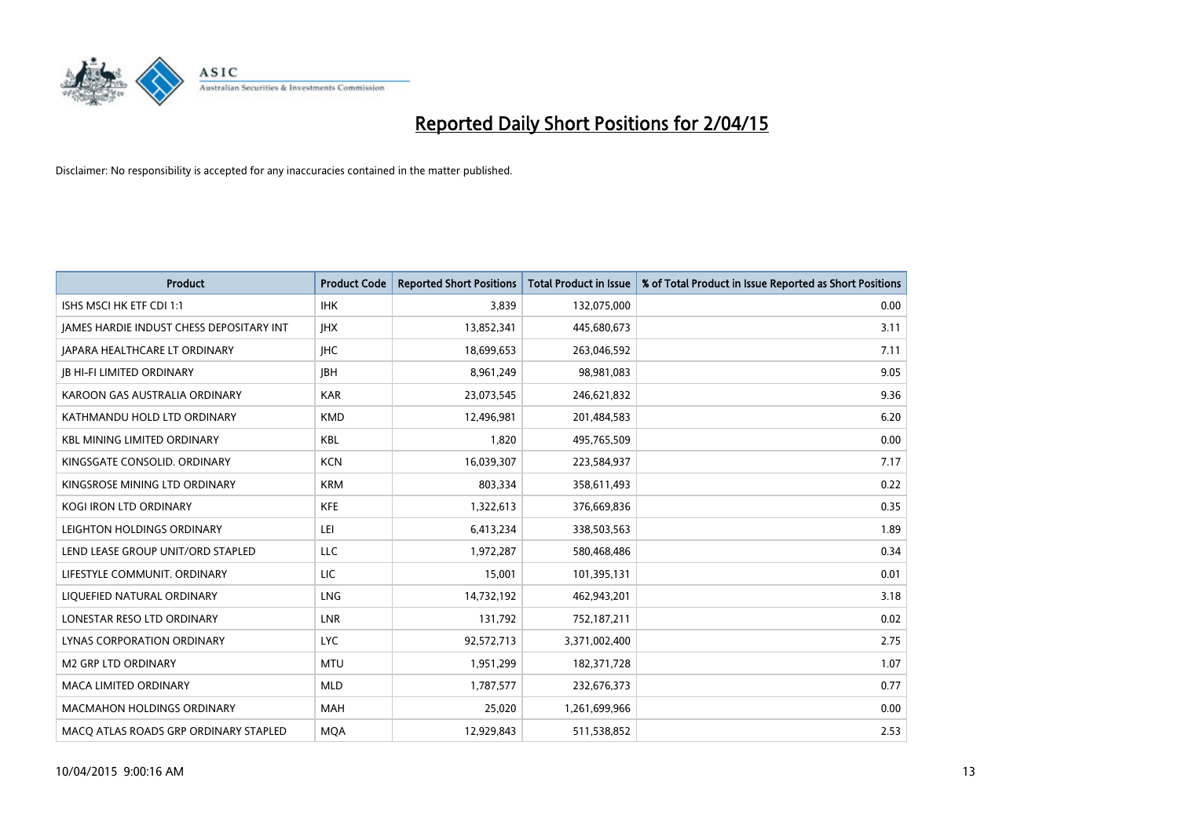# Reported Daily Short Positions for 2/04/15

Disclaimer: No responsibility is accepted for any inaccuracies contained in the matter published.

| Product | Product Code | Reported Short Positions | Total Product in Issue | % of Total Product in Issue Reported as Short Positions |
|---|---|---|---|---|
| ISHS MSCI HK ETF CDI 1:1 | IHK | 3,839 | 132,075,000 | 0.00 |
| JAMES HARDIE INDUST CHESS DEPOSITARY INT | JHX | 13,852,341 | 445,680,673 | 3.11 |
| JAPARA HEALTHCARE LT ORDINARY | JHC | 18,699,653 | 263,046,592 | 7.11 |
| JB HI-FI LIMITED ORDINARY | JBH | 8,961,249 | 98,981,083 | 9.05 |
| KAROON GAS AUSTRALIA ORDINARY | KAR | 23,073,545 | 246,621,832 | 9.36 |
| KATHMANDU HOLD LTD ORDINARY | KMD | 12,496,981 | 201,484,583 | 6.20 |
| KBL MINING LIMITED ORDINARY | KBL | 1,820 | 495,765,509 | 0.00 |
| KINGSGATE CONSOLID. ORDINARY | KCN | 16,039,307 | 223,584,937 | 7.17 |
| KINGSROSE MINING LTD ORDINARY | KRM | 803,334 | 358,611,493 | 0.22 |
| KOGI IRON LTD ORDINARY | KFE | 1,322,613 | 376,669,836 | 0.35 |
| LEIGHTON HOLDINGS ORDINARY | LEI | 6,413,234 | 338,503,563 | 1.89 |
| LEND LEASE GROUP UNIT/ORD STAPLED | LLC | 1,972,287 | 580,468,486 | 0.34 |
| LIFESTYLE COMMUNIT. ORDINARY | LIC | 15,001 | 101,395,131 | 0.01 |
| LIQUEFIED NATURAL ORDINARY | LNG | 14,732,192 | 462,943,201 | 3.18 |
| LONESTAR RESO LTD ORDINARY | LNR | 131,792 | 752,187,211 | 0.02 |
| LYNAS CORPORATION ORDINARY | LYC | 92,572,713 | 3,371,002,400 | 2.75 |
| M2 GRP LTD ORDINARY | MTU | 1,951,299 | 182,371,728 | 1.07 |
| MACA LIMITED ORDINARY | MLD | 1,787,577 | 232,676,373 | 0.77 |
| MACMAHON HOLDINGS ORDINARY | MAH | 25,020 | 1,261,699,966 | 0.00 |
| MACQ ATLAS ROADS GRP ORDINARY STAPLED | MQA | 12,929,843 | 511,538,852 | 2.53 |

10/04/2015 9:00:16 AM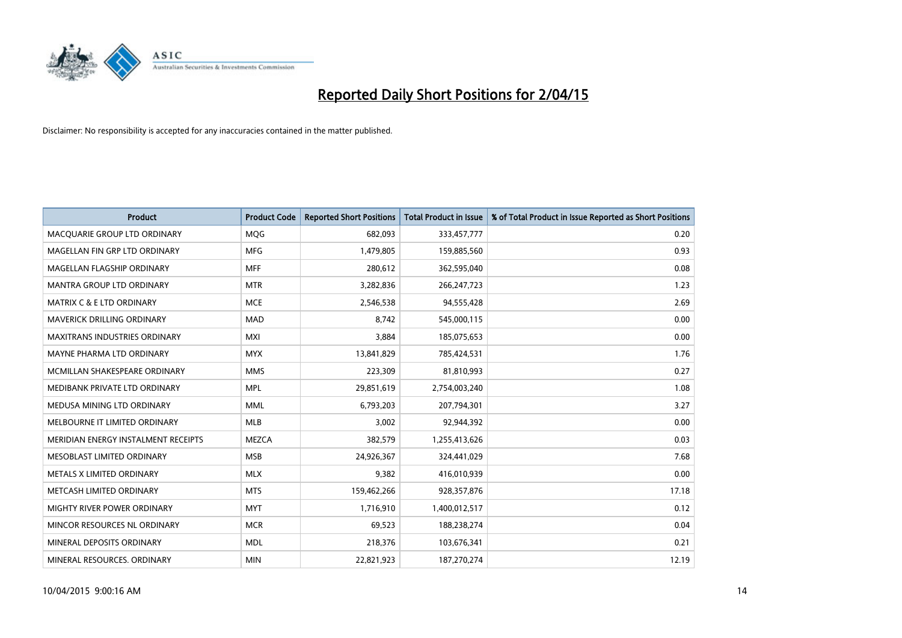# Reported Daily Short Positions for 2/04/15

Disclaimer: No responsibility is accepted for any inaccuracies contained in the matter published.

| Product | Product Code | Reported Short Positions | Total Product in Issue | % of Total Product in Issue Reported as Short Positions |
|---|---|---|---|---|
| MACQUARIE GROUP LTD ORDINARY | MQG | 682,093 | 333,457,777 | 0.20 |
| MAGELLAN FIN GRP LTD ORDINARY | MFG | 1,479,805 | 159,885,560 | 0.93 |
| MAGELLAN FLAGSHIP ORDINARY | MFF | 280,612 | 362,595,040 | 0.08 |
| MANTRA GROUP LTD ORDINARY | MTR | 3,282,836 | 266,247,723 | 1.23 |
| MATRIX C & E LTD ORDINARY | MCE | 2,546,538 | 94,555,428 | 2.69 |
| MAVERICK DRILLING ORDINARY | MAD | 8,742 | 545,000,115 | 0.00 |
| MAXITRANS INDUSTRIES ORDINARY | MXI | 3,884 | 185,075,653 | 0.00 |
| MAYNE PHARMA LTD ORDINARY | MYX | 13,841,829 | 785,424,531 | 1.76 |
| MCMILLAN SHAKESPEARE ORDINARY | MMS | 223,309 | 81,810,993 | 0.27 |
| MEDIBANK PRIVATE LTD ORDINARY | MPL | 29,851,619 | 2,754,003,240 | 1.08 |
| MEDUSA MINING LTD ORDINARY | MML | 6,793,203 | 207,794,301 | 3.27 |
| MELBOURNE IT LIMITED ORDINARY | MLB | 3,002 | 92,944,392 | 0.00 |
| MERIDIAN ENERGY INSTALMENT RECEIPTS | MEZCA | 382,579 | 1,255,413,626 | 0.03 |
| MESOBLAST LIMITED ORDINARY | MSB | 24,926,367 | 324,441,029 | 7.68 |
| METALS X LIMITED ORDINARY | MLX | 9,382 | 416,010,939 | 0.00 |
| METCASH LIMITED ORDINARY | MTS | 159,462,266 | 928,357,876 | 17.18 |
| MIGHTY RIVER POWER ORDINARY | MYT | 1,716,910 | 1,400,012,517 | 0.12 |
| MINCOR RESOURCES NL ORDINARY | MCR | 69,523 | 188,238,274 | 0.04 |
| MINERAL DEPOSITS ORDINARY | MDL | 218,376 | 103,676,341 | 0.21 |
| MINERAL RESOURCES. ORDINARY | MIN | 22,821,923 | 187,270,274 | 12.19 |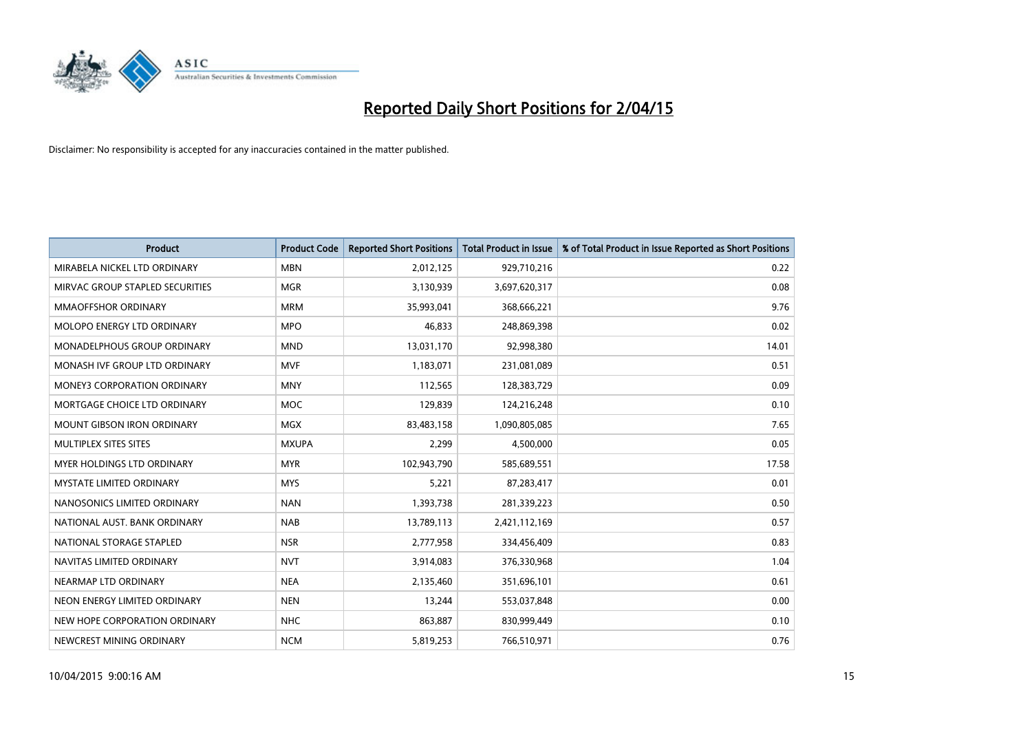# Reported Daily Short Positions for 2/04/15

Disclaimer: No responsibility is accepted for any inaccuracies contained in the matter published.

| Product | Product Code | Reported Short Positions | Total Product in Issue | % of Total Product in Issue Reported as Short Positions |
|---|---|---|---|---|
| MIRABELA NICKEL LTD ORDINARY | MBN | 2,012,125 | 929,710,216 | 0.22 |
| MIRVAC GROUP STAPLED SECURITIES | MGR | 3,130,939 | 3,697,620,317 | 0.08 |
| MMAOFFSHOR ORDINARY | MRM | 35,993,041 | 368,666,221 | 9.76 |
| MOLOPO ENERGY LTD ORDINARY | MPO | 46,833 | 248,869,398 | 0.02 |
| MONADELPHOUS GROUP ORDINARY | MND | 13,031,170 | 92,998,380 | 14.01 |
| MONASH IVF GROUP LTD ORDINARY | MVF | 1,183,071 | 231,081,089 | 0.51 |
| MONEY3 CORPORATION ORDINARY | MNY | 112,565 | 128,383,729 | 0.09 |
| MORTGAGE CHOICE LTD ORDINARY | MOC | 129,839 | 124,216,248 | 0.10 |
| MOUNT GIBSON IRON ORDINARY | MGX | 83,483,158 | 1,090,805,085 | 7.65 |
| MULTIPLEX SITES SITES | MXUPA | 2,299 | 4,500,000 | 0.05 |
| MYER HOLDINGS LTD ORDINARY | MYR | 102,943,790 | 585,689,551 | 17.58 |
| MYSTATE LIMITED ORDINARY | MYS | 5,221 | 87,283,417 | 0.01 |
| NANOSONICS LIMITED ORDINARY | NAN | 1,393,738 | 281,339,223 | 0.50 |
| NATIONAL AUST. BANK ORDINARY | NAB | 13,789,113 | 2,421,112,169 | 0.57 |
| NATIONAL STORAGE STAPLED | NSR | 2,777,958 | 334,456,409 | 0.83 |
| NAVITAS LIMITED ORDINARY | NVT | 3,914,083 | 376,330,968 | 1.04 |
| NEARMAP LTD ORDINARY | NEA | 2,135,460 | 351,696,101 | 0.61 |
| NEON ENERGY LIMITED ORDINARY | NEN | 13,244 | 553,037,848 | 0.00 |
| NEW HOPE CORPORATION ORDINARY | NHC | 863,887 | 830,999,449 | 0.10 |
| NEWCREST MINING ORDINARY | NCM | 5,819,253 | 766,510,971 | 0.76 |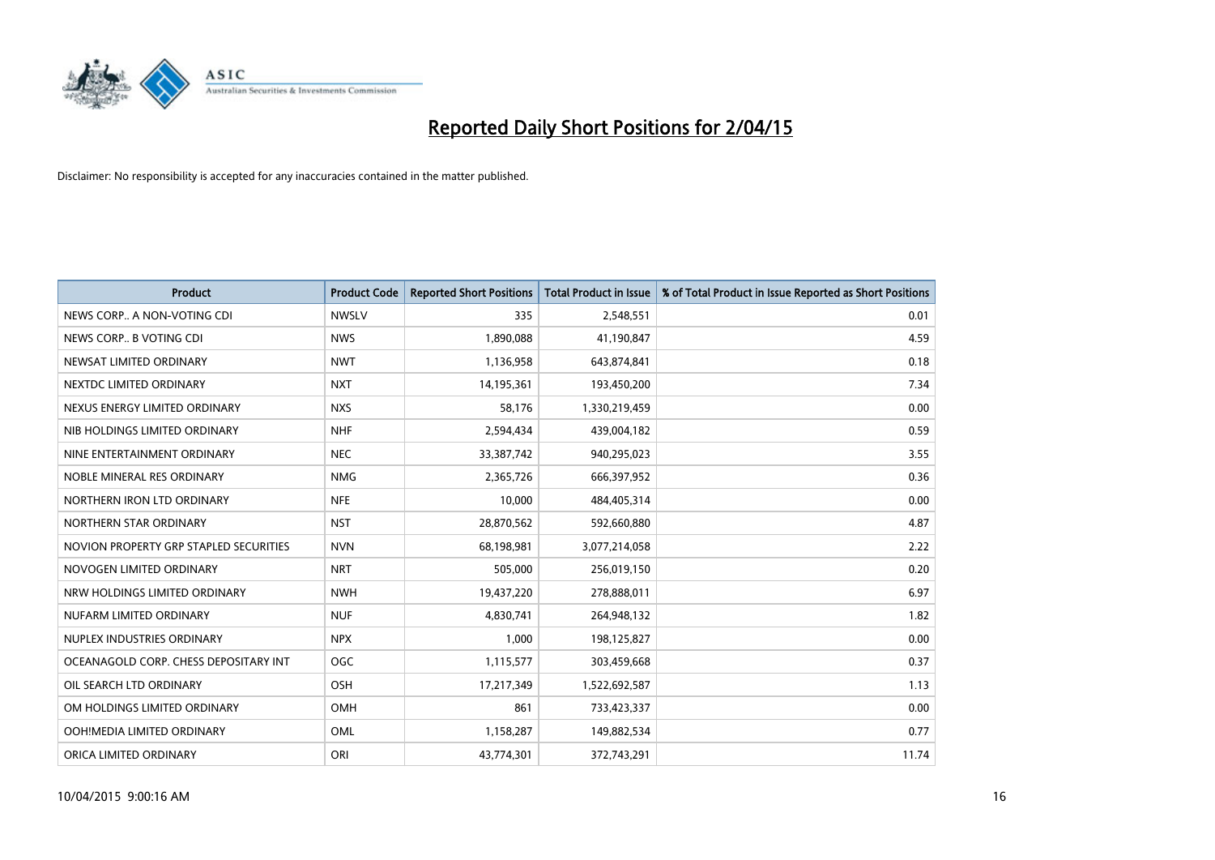# Reported Daily Short Positions for 2/04/15

Disclaimer: No responsibility is accepted for any inaccuracies contained in the matter published.

| Product | Product Code | Reported Short Positions | Total Product in Issue | % of Total Product in Issue Reported as Short Positions |
|---|---|---|---|---|
| NEWS CORP.. A NON-VOTING CDI | NWSLV | 335 | 2,548,551 | 0.01 |
| NEWS CORP.. B VOTING CDI | NWS | 1,890,088 | 41,190,847 | 4.59 |
| NEWSAT LIMITED ORDINARY | NWT | 1,136,958 | 643,874,841 | 0.18 |
| NEXTDC LIMITED ORDINARY | NXT | 14,195,361 | 193,450,200 | 7.34 |
| NEXUS ENERGY LIMITED ORDINARY | NXS | 58,176 | 1,330,219,459 | 0.00 |
| NIB HOLDINGS LIMITED ORDINARY | NHF | 2,594,434 | 439,004,182 | 0.59 |
| NINE ENTERTAINMENT ORDINARY | NEC | 33,387,742 | 940,295,023 | 3.55 |
| NOBLE MINERAL RES ORDINARY | NMG | 2,365,726 | 666,397,952 | 0.36 |
| NORTHERN IRON LTD ORDINARY | NFE | 10,000 | 484,405,314 | 0.00 |
| NORTHERN STAR ORDINARY | NST | 28,870,562 | 592,660,880 | 4.87 |
| NOVION PROPERTY GRP STAPLED SECURITIES | NVN | 68,198,981 | 3,077,214,058 | 2.22 |
| NOVOGEN LIMITED ORDINARY | NRT | 505,000 | 256,019,150 | 0.20 |
| NRW HOLDINGS LIMITED ORDINARY | NWH | 19,437,220 | 278,888,011 | 6.97 |
| NUFARM LIMITED ORDINARY | NUF | 4,830,741 | 264,948,132 | 1.82 |
| NUPLEX INDUSTRIES ORDINARY | NPX | 1,000 | 198,125,827 | 0.00 |
| OCEANAGOLD CORP. CHESS DEPOSITARY INT | OGC | 1,115,577 | 303,459,668 | 0.37 |
| OIL SEARCH LTD ORDINARY | OSH | 17,217,349 | 1,522,692,587 | 1.13 |
| OM HOLDINGS LIMITED ORDINARY | OMH | 861 | 733,423,337 | 0.00 |
| OOH!MEDIA LIMITED ORDINARY | OML | 1,158,287 | 149,882,534 | 0.77 |
| ORICA LIMITED ORDINARY | ORI | 43,774,301 | 372,743,291 | 11.74 |

10/04/2015 9:00:16 AM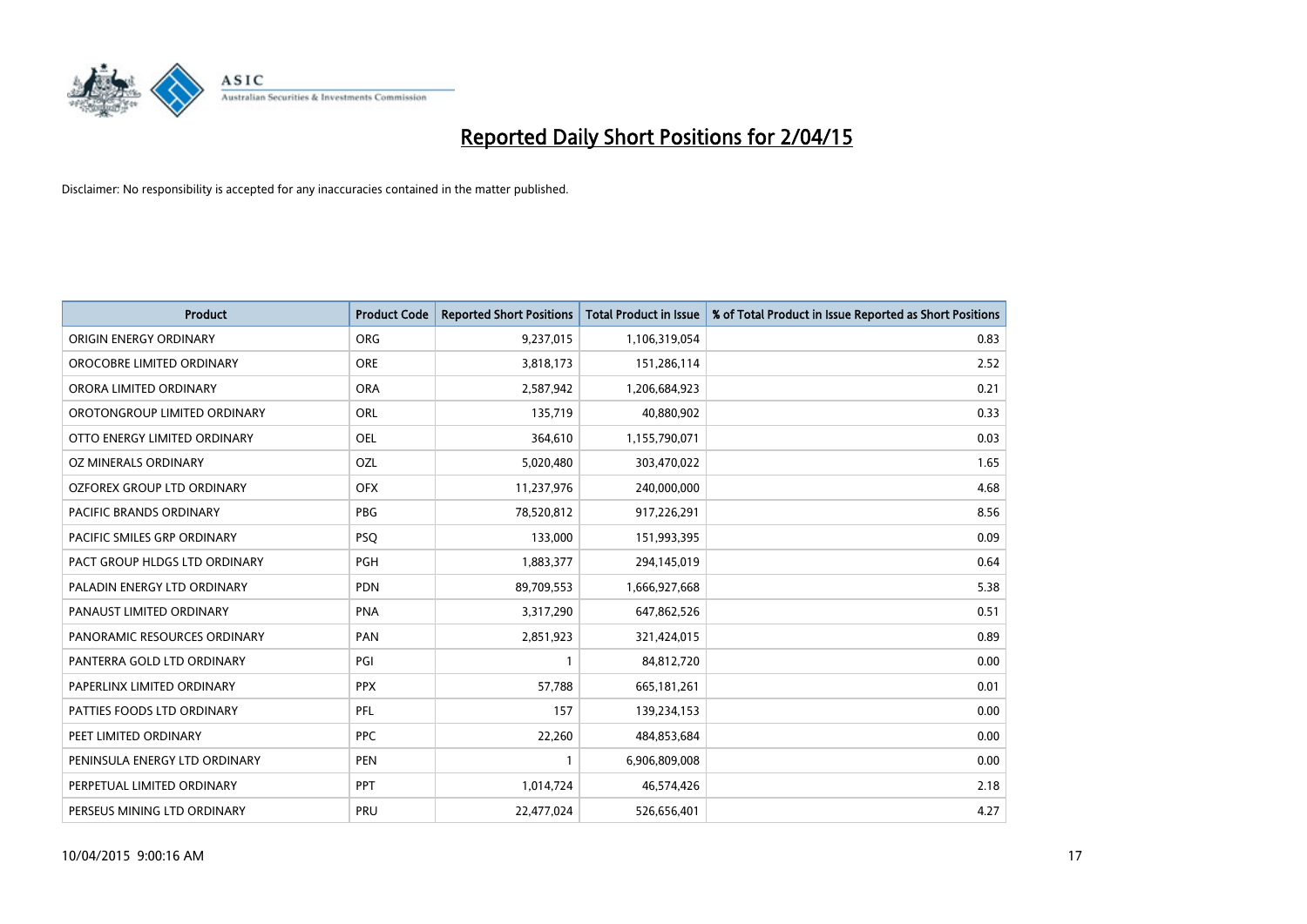# Reported Daily Short Positions for 2/04/15

Disclaimer: No responsibility is accepted for any inaccuracies contained in the matter published.

| Product | Product Code | Reported Short Positions | Total Product in Issue | % of Total Product in Issue Reported as Short Positions |
|---|---|---|---|---|
| ORIGIN ENERGY ORDINARY | ORG | 9,237,015 | 1,106,319,054 | 0.83 |
| OROCOBRE LIMITED ORDINARY | ORE | 3,818,173 | 151,286,114 | 2.52 |
| ORORA LIMITED ORDINARY | ORA | 2,587,942 | 1,206,684,923 | 0.21 |
| OROTONGROUP LIMITED ORDINARY | ORL | 135,719 | 40,880,902 | 0.33 |
| OTTO ENERGY LIMITED ORDINARY | OEL | 364,610 | 1,155,790,071 | 0.03 |
| OZ MINERALS ORDINARY | OZL | 5,020,480 | 303,470,022 | 1.65 |
| OZFOREX GROUP LTD ORDINARY | OFX | 11,237,976 | 240,000,000 | 4.68 |
| PACIFIC BRANDS ORDINARY | PBG | 78,520,812 | 917,226,291 | 8.56 |
| PACIFIC SMILES GRP ORDINARY | PSQ | 133,000 | 151,993,395 | 0.09 |
| PACT GROUP HLDGS LTD ORDINARY | PGH | 1,883,377 | 294,145,019 | 0.64 |
| PALADIN ENERGY LTD ORDINARY | PDN | 89,709,553 | 1,666,927,668 | 5.38 |
| PANAUST LIMITED ORDINARY | PNA | 3,317,290 | 647,862,526 | 0.51 |
| PANORAMIC RESOURCES ORDINARY | PAN | 2,851,923 | 321,424,015 | 0.89 |
| PANTERRA GOLD LTD ORDINARY | PGI | 1 | 84,812,720 | 0.00 |
| PAPERLINX LIMITED ORDINARY | PPX | 57,788 | 665,181,261 | 0.01 |
| PATTIES FOODS LTD ORDINARY | PFL | 157 | 139,234,153 | 0.00 |
| PEET LIMITED ORDINARY | PPC | 22,260 | 484,853,684 | 0.00 |
| PENINSULA ENERGY LTD ORDINARY | PEN | 1 | 6,906,809,008 | 0.00 |
| PERPETUAL LIMITED ORDINARY | PPT | 1,014,724 | 46,574,426 | 2.18 |
| PERSEUS MINING LTD ORDINARY | PRU | 22,477,024 | 526,656,401 | 4.27 |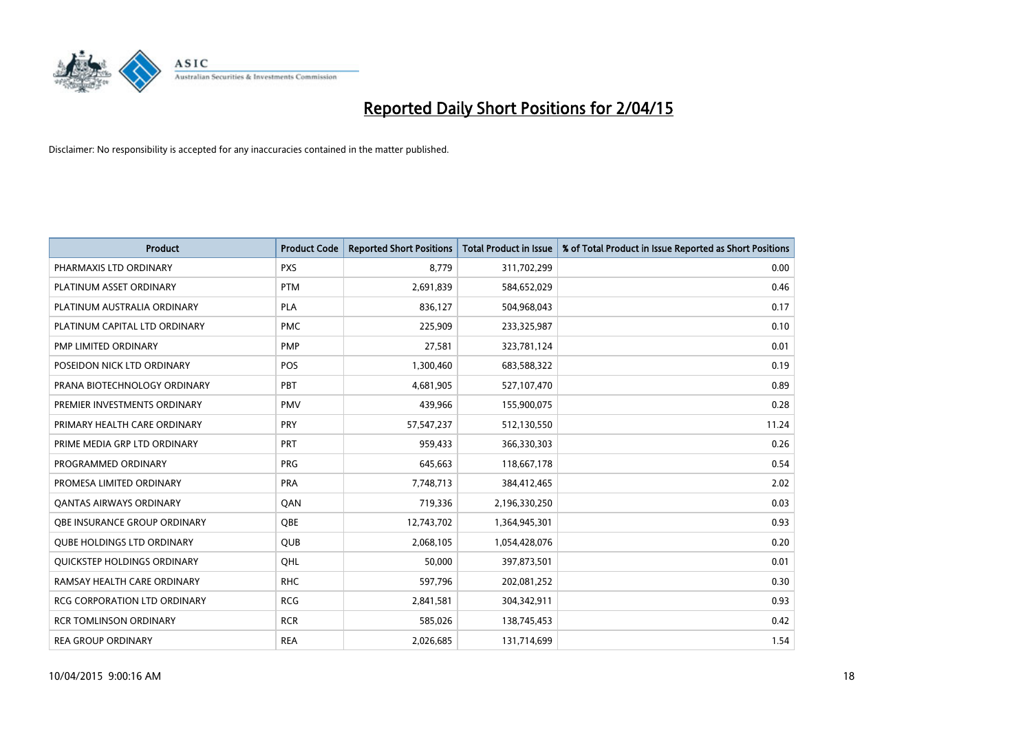# Reported Daily Short Positions for 2/04/15

Disclaimer: No responsibility is accepted for any inaccuracies contained in the matter published.

| Product | Product Code | Reported Short Positions | Total Product in Issue | % of Total Product in Issue Reported as Short Positions |
|---|---|---|---|---|
| PHARMAXIS LTD ORDINARY | PXS | 8,779 | 311,702,299 | 0.00 |
| PLATINUM ASSET ORDINARY | PTM | 2,691,839 | 584,652,029 | 0.46 |
| PLATINUM AUSTRALIA ORDINARY | PLA | 836,127 | 504,968,043 | 0.17 |
| PLATINUM CAPITAL LTD ORDINARY | PMC | 225,909 | 233,325,987 | 0.10 |
| PMP LIMITED ORDINARY | PMP | 27,581 | 323,781,124 | 0.01 |
| POSEIDON NICK LTD ORDINARY | POS | 1,300,460 | 683,588,322 | 0.19 |
| PRANA BIOTECHNOLOGY ORDINARY | PBT | 4,681,905 | 527,107,470 | 0.89 |
| PREMIER INVESTMENTS ORDINARY | PMV | 439,966 | 155,900,075 | 0.28 |
| PRIMARY HEALTH CARE ORDINARY | PRY | 57,547,237 | 512,130,550 | 11.24 |
| PRIME MEDIA GRP LTD ORDINARY | PRT | 959,433 | 366,330,303 | 0.26 |
| PROGRAMMED ORDINARY | PRG | 645,663 | 118,667,178 | 0.54 |
| PROMESA LIMITED ORDINARY | PRA | 7,748,713 | 384,412,465 | 2.02 |
| QANTAS AIRWAYS ORDINARY | QAN | 719,336 | 2,196,330,250 | 0.03 |
| QBE INSURANCE GROUP ORDINARY | QBE | 12,743,702 | 1,364,945,301 | 0.93 |
| QUBE HOLDINGS LTD ORDINARY | QUB | 2,068,105 | 1,054,428,076 | 0.20 |
| QUICKSTEP HOLDINGS ORDINARY | QHL | 50,000 | 397,873,501 | 0.01 |
| RAMSAY HEALTH CARE ORDINARY | RHC | 597,796 | 202,081,252 | 0.30 |
| RCG CORPORATION LTD ORDINARY | RCG | 2,841,581 | 304,342,911 | 0.93 |
| RCR TOMLINSON ORDINARY | RCR | 585,026 | 138,745,453 | 0.42 |
| REA GROUP ORDINARY | REA | 2,026,685 | 131,714,699 | 1.54 |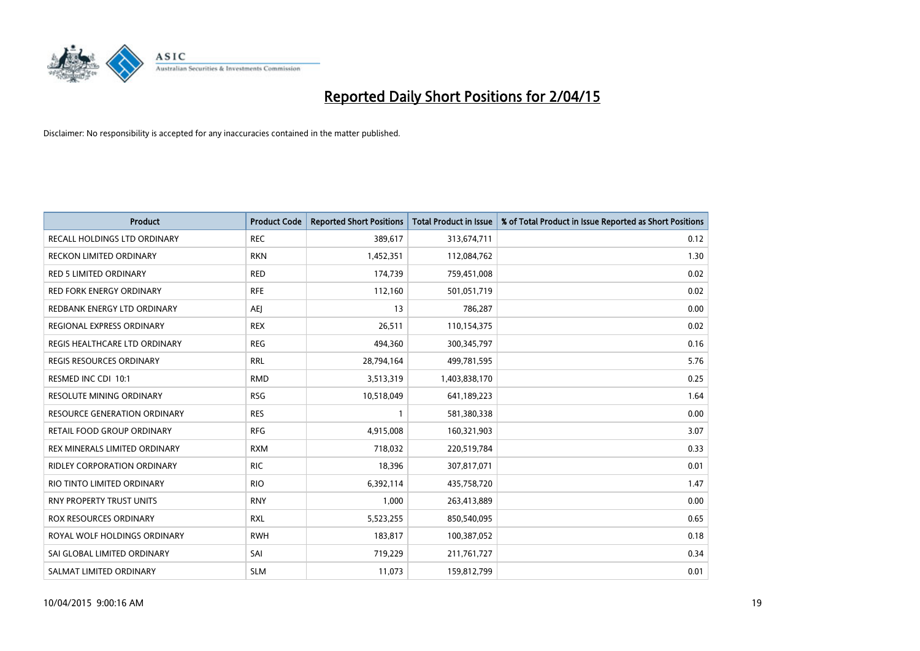# Reported Daily Short Positions for 2/04/15

Disclaimer: No responsibility is accepted for any inaccuracies contained in the matter published.

| Product | Product Code | Reported Short Positions | Total Product in Issue | % of Total Product in Issue Reported as Short Positions |
|---|---|---|---|---|
| RECALL HOLDINGS LTD ORDINARY | REC | 389,617 | 313,674,711 | 0.12 |
| RECKON LIMITED ORDINARY | RKN | 1,452,351 | 112,084,762 | 1.30 |
| RED 5 LIMITED ORDINARY | RED | 174,739 | 759,451,008 | 0.02 |
| RED FORK ENERGY ORDINARY | RFE | 112,160 | 501,051,719 | 0.02 |
| REDBANK ENERGY LTD ORDINARY | AEJ | 13 | 786,287 | 0.00 |
| REGIONAL EXPRESS ORDINARY | REX | 26,511 | 110,154,375 | 0.02 |
| REGIS HEALTHCARE LTD ORDINARY | REG | 494,360 | 300,345,797 | 0.16 |
| REGIS RESOURCES ORDINARY | RRL | 28,794,164 | 499,781,595 | 5.76 |
| RESMED INC CDI 10:1 | RMD | 3,513,319 | 1,403,838,170 | 0.25 |
| RESOLUTE MINING ORDINARY | RSG | 10,518,049 | 641,189,223 | 1.64 |
| RESOURCE GENERATION ORDINARY | RES | 1 | 581,380,338 | 0.00 |
| RETAIL FOOD GROUP ORDINARY | RFG | 4,915,008 | 160,321,903 | 3.07 |
| REX MINERALS LIMITED ORDINARY | RXM | 718,032 | 220,519,784 | 0.33 |
| RIDLEY CORPORATION ORDINARY | RIC | 18,396 | 307,817,071 | 0.01 |
| RIO TINTO LIMITED ORDINARY | RIO | 6,392,114 | 435,758,720 | 1.47 |
| RNY PROPERTY TRUST UNITS | RNY | 1,000 | 263,413,889 | 0.00 |
| ROX RESOURCES ORDINARY | RXL | 5,523,255 | 850,540,095 | 0.65 |
| ROYAL WOLF HOLDINGS ORDINARY | RWH | 183,817 | 100,387,052 | 0.18 |
| SAI GLOBAL LIMITED ORDINARY | SAI | 719,229 | 211,761,727 | 0.34 |
| SALMAT LIMITED ORDINARY | SLM | 11,073 | 159,812,799 | 0.01 |

10/04/2015 9:00:16 AM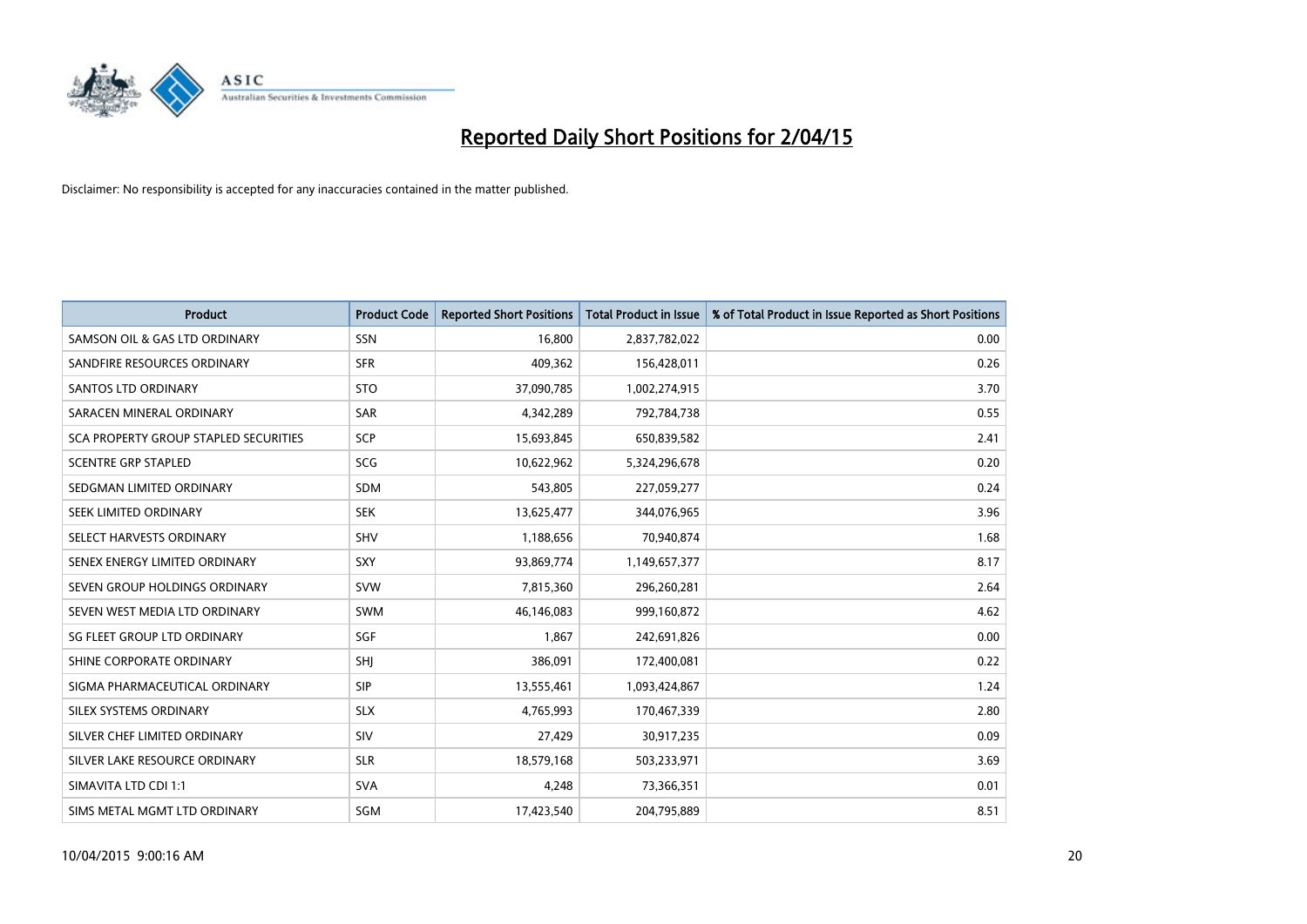# Reported Daily Short Positions for 2/04/15

Disclaimer: No responsibility is accepted for any inaccuracies contained in the matter published.

| Product | Product Code | Reported Short Positions | Total Product in Issue | % of Total Product in Issue Reported as Short Positions |
|---|---|---|---|---|
| SAMSON OIL & GAS LTD ORDINARY | SSN | 16,800 | 2,837,782,022 | 0.00 |
| SANDFIRE RESOURCES ORDINARY | SFR | 409,362 | 156,428,011 | 0.26 |
| SANTOS LTD ORDINARY | STO | 37,090,785 | 1,002,274,915 | 3.70 |
| SARACEN MINERAL ORDINARY | SAR | 4,342,289 | 792,784,738 | 0.55 |
| SCA PROPERTY GROUP STAPLED SECURITIES | SCP | 15,693,845 | 650,839,582 | 2.41 |
| SCENTRE GRP STAPLED | SCG | 10,622,962 | 5,324,296,678 | 0.20 |
| SEDGMAN LIMITED ORDINARY | SDM | 543,805 | 227,059,277 | 0.24 |
| SEEK LIMITED ORDINARY | SEK | 13,625,477 | 344,076,965 | 3.96 |
| SELECT HARVESTS ORDINARY | SHV | 1,188,656 | 70,940,874 | 1.68 |
| SENEX ENERGY LIMITED ORDINARY | SXY | 93,869,774 | 1,149,657,377 | 8.17 |
| SEVEN GROUP HOLDINGS ORDINARY | SVW | 7,815,360 | 296,260,281 | 2.64 |
| SEVEN WEST MEDIA LTD ORDINARY | SWM | 46,146,083 | 999,160,872 | 4.62 |
| SG FLEET GROUP LTD ORDINARY | SGF | 1,867 | 242,691,826 | 0.00 |
| SHINE CORPORATE ORDINARY | SHJ | 386,091 | 172,400,081 | 0.22 |
| SIGMA PHARMACEUTICAL ORDINARY | SIP | 13,555,461 | 1,093,424,867 | 1.24 |
| SILEX SYSTEMS ORDINARY | SLX | 4,765,993 | 170,467,339 | 2.80 |
| SILVER CHEF LIMITED ORDINARY | SIV | 27,429 | 30,917,235 | 0.09 |
| SILVER LAKE RESOURCE ORDINARY | SLR | 18,579,168 | 503,233,971 | 3.69 |
| SIMAVITA LTD CDI 1:1 | SVA | 4,248 | 73,366,351 | 0.01 |
| SIMS METAL MGMT LTD ORDINARY | SGM | 17,423,540 | 204,795,889 | 8.51 |

10/04/2015 9:00:16 AM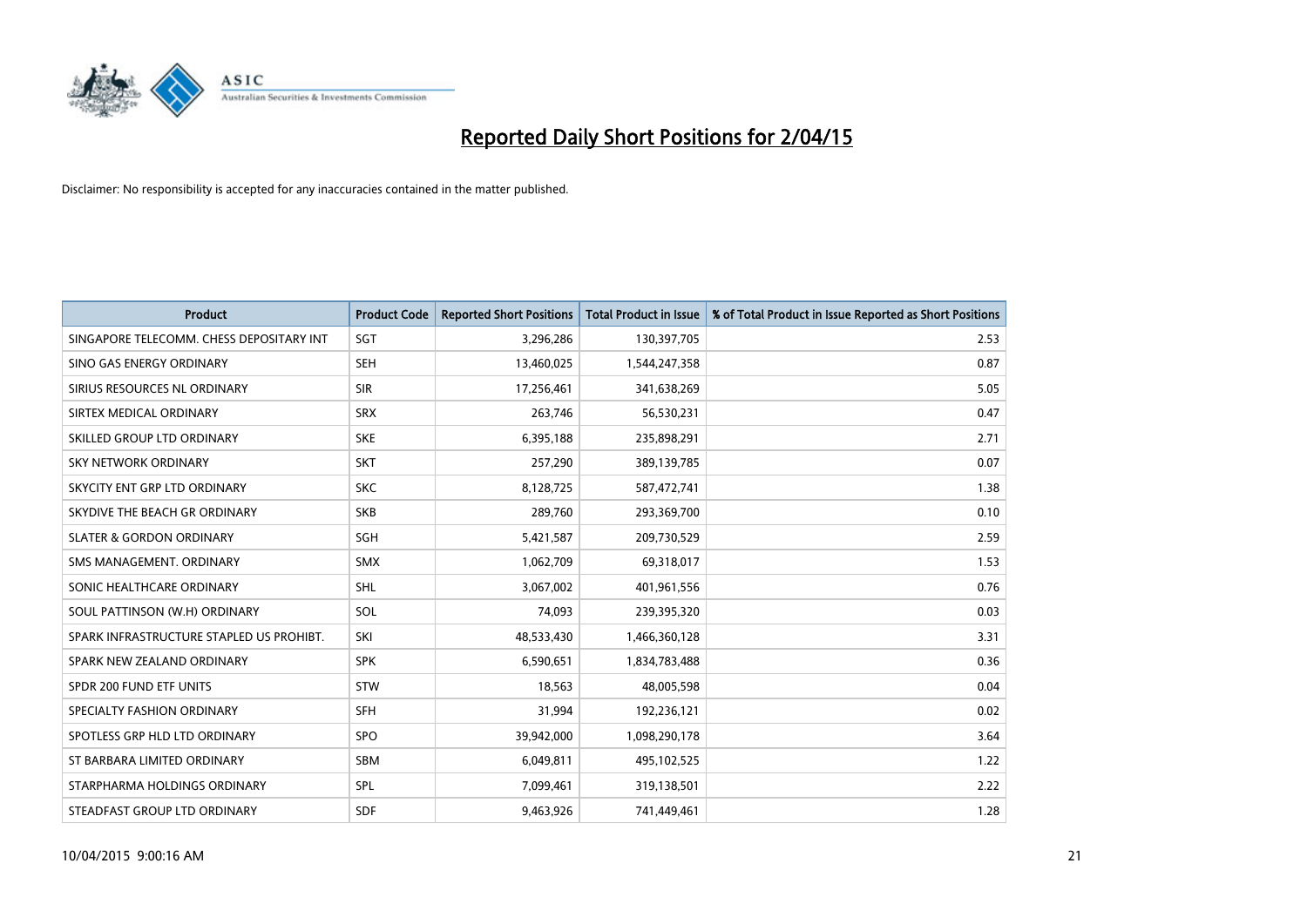# Reported Daily Short Positions for 2/04/15

Disclaimer: No responsibility is accepted for any inaccuracies contained in the matter published.

| Product | Product Code | Reported Short Positions | Total Product in Issue | % of Total Product in Issue Reported as Short Positions |
|---|---|---|---|---|
| SINGAPORE TELECOMM. CHESS DEPOSITARY INT | SGT | 3,296,286 | 130,397,705 | 2.53 |
| SINO GAS ENERGY ORDINARY | SEH | 13,460,025 | 1,544,247,358 | 0.87 |
| SIRIUS RESOURCES NL ORDINARY | SIR | 17,256,461 | 341,638,269 | 5.05 |
| SIRTEX MEDICAL ORDINARY | SRX | 263,746 | 56,530,231 | 0.47 |
| SKILLED GROUP LTD ORDINARY | SKE | 6,395,188 | 235,898,291 | 2.71 |
| SKY NETWORK ORDINARY | SKT | 257,290 | 389,139,785 | 0.07 |
| SKYCITY ENT GRP LTD ORDINARY | SKC | 8,128,725 | 587,472,741 | 1.38 |
| SKYDIVE THE BEACH GR ORDINARY | SKB | 289,760 | 293,369,700 | 0.10 |
| SLATER & GORDON ORDINARY | SGH | 5,421,587 | 209,730,529 | 2.59 |
| SMS MANAGEMENT. ORDINARY | SMX | 1,062,709 | 69,318,017 | 1.53 |
| SONIC HEALTHCARE ORDINARY | SHL | 3,067,002 | 401,961,556 | 0.76 |
| SOUL PATTINSON (W.H) ORDINARY | SOL | 74,093 | 239,395,320 | 0.03 |
| SPARK INFRASTRUCTURE STAPLED US PROHIBT. | SKI | 48,533,430 | 1,466,360,128 | 3.31 |
| SPARK NEW ZEALAND ORDINARY | SPK | 6,590,651 | 1,834,783,488 | 0.36 |
| SPDR 200 FUND ETF UNITS | STW | 18,563 | 48,005,598 | 0.04 |
| SPECIALTY FASHION ORDINARY | SFH | 31,994 | 192,236,121 | 0.02 |
| SPOTLESS GRP HLD LTD ORDINARY | SPO | 39,942,000 | 1,098,290,178 | 3.64 |
| ST BARBARA LIMITED ORDINARY | SBM | 6,049,811 | 495,102,525 | 1.22 |
| STARPHARMA HOLDINGS ORDINARY | SPL | 7,099,461 | 319,138,501 | 2.22 |
| STEADFAST GROUP LTD ORDINARY | SDF | 9,463,926 | 741,449,461 | 1.28 |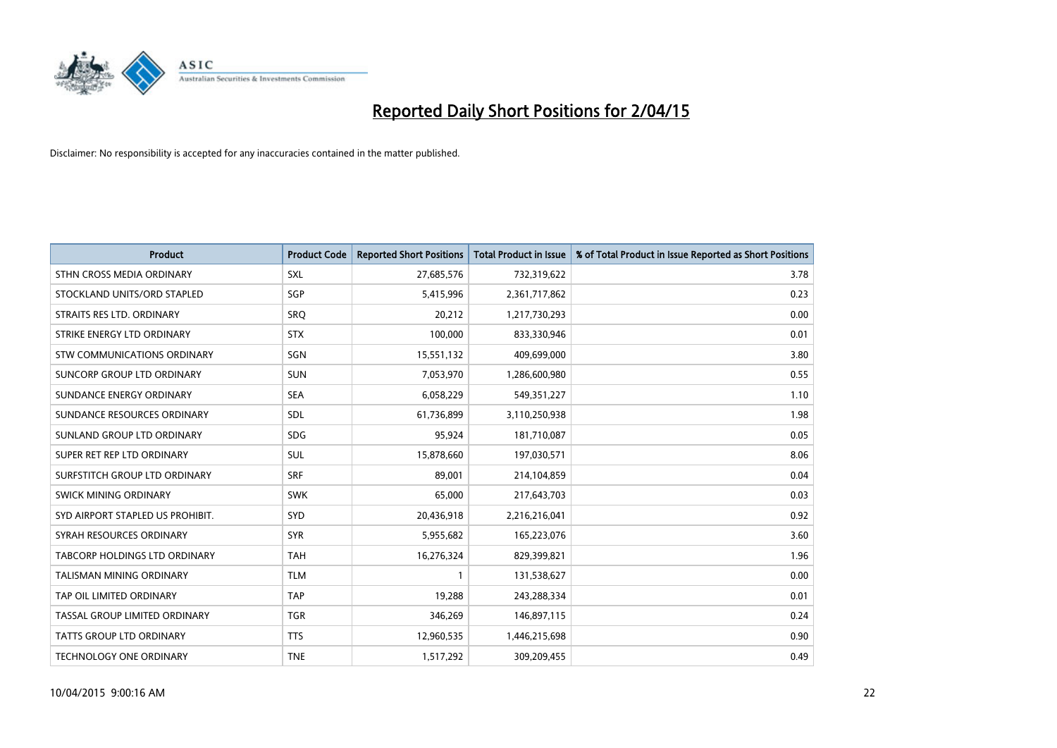# Reported Daily Short Positions for 2/04/15

Disclaimer: No responsibility is accepted for any inaccuracies contained in the matter published.

| Product | Product Code | Reported Short Positions | Total Product in Issue | % of Total Product in Issue Reported as Short Positions |
|---|---|---|---|---|
| STHN CROSS MEDIA ORDINARY | SXL | 27,685,576 | 732,319,622 | 3.78 |
| STOCKLAND UNITS/ORD STAPLED | SGP | 5,415,996 | 2,361,717,862 | 0.23 |
| STRAITS RES LTD. ORDINARY | SRQ | 20,212 | 1,217,730,293 | 0.00 |
| STRIKE ENERGY LTD ORDINARY | STX | 100,000 | 833,330,946 | 0.01 |
| STW COMMUNICATIONS ORDINARY | SGN | 15,551,132 | 409,699,000 | 3.80 |
| SUNCORP GROUP LTD ORDINARY | SUN | 7,053,970 | 1,286,600,980 | 0.55 |
| SUNDANCE ENERGY ORDINARY | SEA | 6,058,229 | 549,351,227 | 1.10 |
| SUNDANCE RESOURCES ORDINARY | SDL | 61,736,899 | 3,110,250,938 | 1.98 |
| SUNLAND GROUP LTD ORDINARY | SDG | 95,924 | 181,710,087 | 0.05 |
| SUPER RET REP LTD ORDINARY | SUL | 15,878,660 | 197,030,571 | 8.06 |
| SURFSTITCH GROUP LTD ORDINARY | SRF | 89,001 | 214,104,859 | 0.04 |
| SWICK MINING ORDINARY | SWK | 65,000 | 217,643,703 | 0.03 |
| SYD AIRPORT STAPLED US PROHIBIT. | SYD | 20,436,918 | 2,216,216,041 | 0.92 |
| SYRAH RESOURCES ORDINARY | SYR | 5,955,682 | 165,223,076 | 3.60 |
| TABCORP HOLDINGS LTD ORDINARY | TAH | 16,276,324 | 829,399,821 | 1.96 |
| TALISMAN MINING ORDINARY | TLM | 1 | 131,538,627 | 0.00 |
| TAP OIL LIMITED ORDINARY | TAP | 19,288 | 243,288,334 | 0.01 |
| TASSAL GROUP LIMITED ORDINARY | TGR | 346,269 | 146,897,115 | 0.24 |
| TATTS GROUP LTD ORDINARY | TTS | 12,960,535 | 1,446,215,698 | 0.90 |
| TECHNOLOGY ONE ORDINARY | TNE | 1,517,292 | 309,209,455 | 0.49 |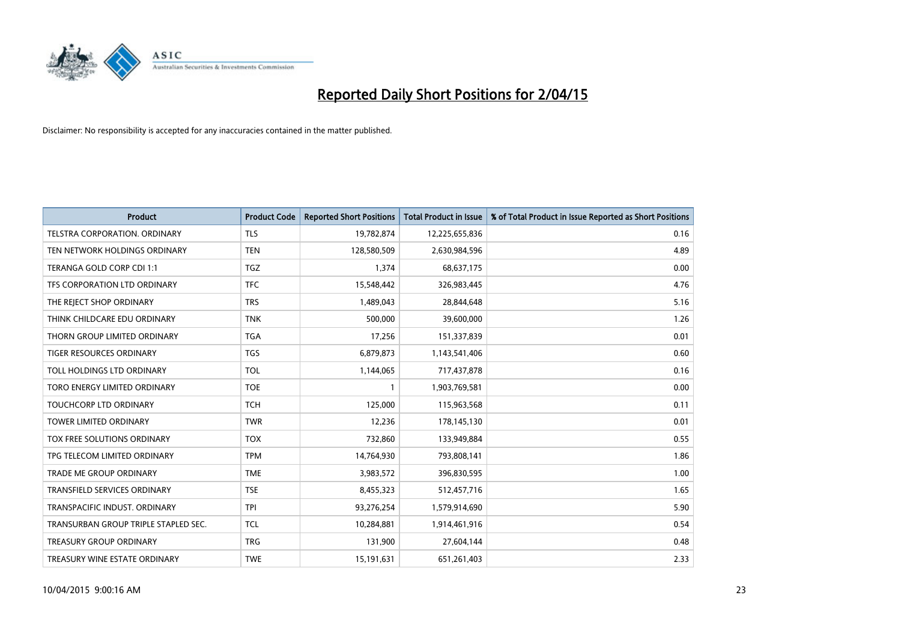# Reported Daily Short Positions for 2/04/15

Disclaimer: No responsibility is accepted for any inaccuracies contained in the matter published.

| Product | Product Code | Reported Short Positions | Total Product in Issue | % of Total Product in Issue Reported as Short Positions |
|---|---|---|---|---|
| TELSTRA CORPORATION. ORDINARY | TLS | 19,782,874 | 12,225,655,836 | 0.16 |
| TEN NETWORK HOLDINGS ORDINARY | TEN | 128,580,509 | 2,630,984,596 | 4.89 |
| TERANGA GOLD CORP CDI 1:1 | TGZ | 1,374 | 68,637,175 | 0.00 |
| TFS CORPORATION LTD ORDINARY | TFC | 15,548,442 | 326,983,445 | 4.76 |
| THE REJECT SHOP ORDINARY | TRS | 1,489,043 | 28,844,648 | 5.16 |
| THINK CHILDCARE EDU ORDINARY | TNK | 500,000 | 39,600,000 | 1.26 |
| THORN GROUP LIMITED ORDINARY | TGA | 17,256 | 151,337,839 | 0.01 |
| TIGER RESOURCES ORDINARY | TGS | 6,879,873 | 1,143,541,406 | 0.60 |
| TOLL HOLDINGS LTD ORDINARY | TOL | 1,144,065 | 717,437,878 | 0.16 |
| TORO ENERGY LIMITED ORDINARY | TOE | 1 | 1,903,769,581 | 0.00 |
| TOUCHCORP LTD ORDINARY | TCH | 125,000 | 115,963,568 | 0.11 |
| TOWER LIMITED ORDINARY | TWR | 12,236 | 178,145,130 | 0.01 |
| TOX FREE SOLUTIONS ORDINARY | TOX | 732,860 | 133,949,884 | 0.55 |
| TPG TELECOM LIMITED ORDINARY | TPM | 14,764,930 | 793,808,141 | 1.86 |
| TRADE ME GROUP ORDINARY | TME | 3,983,572 | 396,830,595 | 1.00 |
| TRANSFIELD SERVICES ORDINARY | TSE | 8,455,323 | 512,457,716 | 1.65 |
| TRANSPACIFIC INDUST. ORDINARY | TPI | 93,276,254 | 1,579,914,690 | 5.90 |
| TRANSURBAN GROUP TRIPLE STAPLED SEC. | TCL | 10,284,881 | 1,914,461,916 | 0.54 |
| TREASURY GROUP ORDINARY | TRG | 131,900 | 27,604,144 | 0.48 |
| TREASURY WINE ESTATE ORDINARY | TWE | 15,191,631 | 651,261,403 | 2.33 |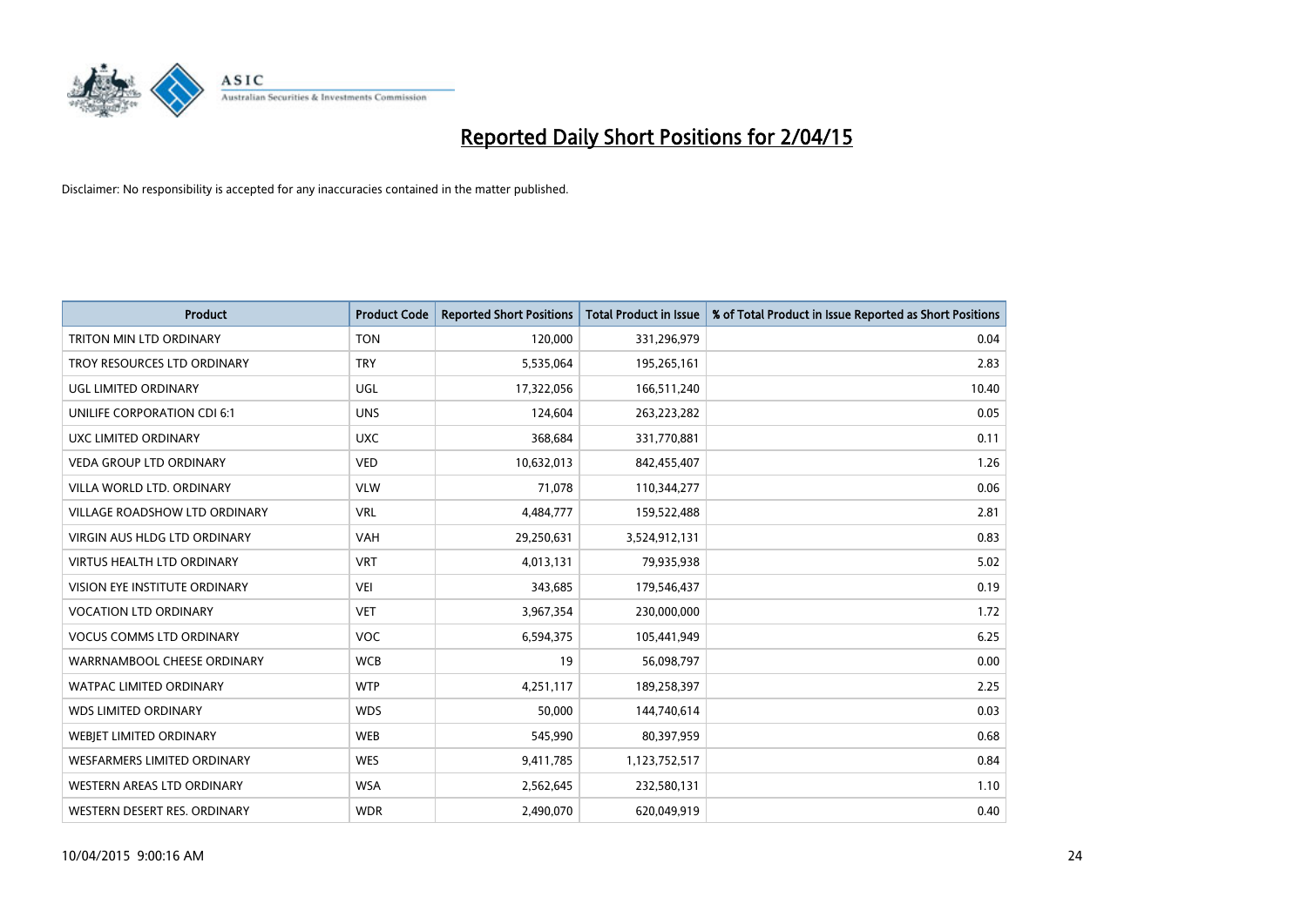# Reported Daily Short Positions for 2/04/15

Disclaimer: No responsibility is accepted for any inaccuracies contained in the matter published.

| Product | Product Code | Reported Short Positions | Total Product in Issue | % of Total Product in Issue Reported as Short Positions |
|---|---|---|---|---|
| TRITON MIN LTD ORDINARY | TON | 120,000 | 331,296,979 | 0.04 |
| TROY RESOURCES LTD ORDINARY | TRY | 5,535,064 | 195,265,161 | 2.83 |
| UGL LIMITED ORDINARY | UGL | 17,322,056 | 166,511,240 | 10.40 |
| UNILIFE CORPORATION CDI 6:1 | UNS | 124,604 | 263,223,282 | 0.05 |
| UXC LIMITED ORDINARY | UXC | 368,684 | 331,770,881 | 0.11 |
| VEDA GROUP LTD ORDINARY | VED | 10,632,013 | 842,455,407 | 1.26 |
| VILLA WORLD LTD. ORDINARY | VLW | 71,078 | 110,344,277 | 0.06 |
| VILLAGE ROADSHOW LTD ORDINARY | VRL | 4,484,777 | 159,522,488 | 2.81 |
| VIRGIN AUS HLDG LTD ORDINARY | VAH | 29,250,631 | 3,524,912,131 | 0.83 |
| VIRTUS HEALTH LTD ORDINARY | VRT | 4,013,131 | 79,935,938 | 5.02 |
| VISION EYE INSTITUTE ORDINARY | VEI | 343,685 | 179,546,437 | 0.19 |
| VOCATION LTD ORDINARY | VET | 3,967,354 | 230,000,000 | 1.72 |
| VOCUS COMMS LTD ORDINARY | VOC | 6,594,375 | 105,441,949 | 6.25 |
| WARRNAMBOOL CHEESE ORDINARY | WCB | 19 | 56,098,797 | 0.00 |
| WATPAC LIMITED ORDINARY | WTP | 4,251,117 | 189,258,397 | 2.25 |
| WDS LIMITED ORDINARY | WDS | 50,000 | 144,740,614 | 0.03 |
| WEBJET LIMITED ORDINARY | WEB | 545,990 | 80,397,959 | 0.68 |
| WESFARMERS LIMITED ORDINARY | WES | 9,411,785 | 1,123,752,517 | 0.84 |
| WESTERN AREAS LTD ORDINARY | WSA | 2,562,645 | 232,580,131 | 1.10 |
| WESTERN DESERT RES. ORDINARY | WDR | 2,490,070 | 620,049,919 | 0.40 |

10/04/2015 9:00:16 AM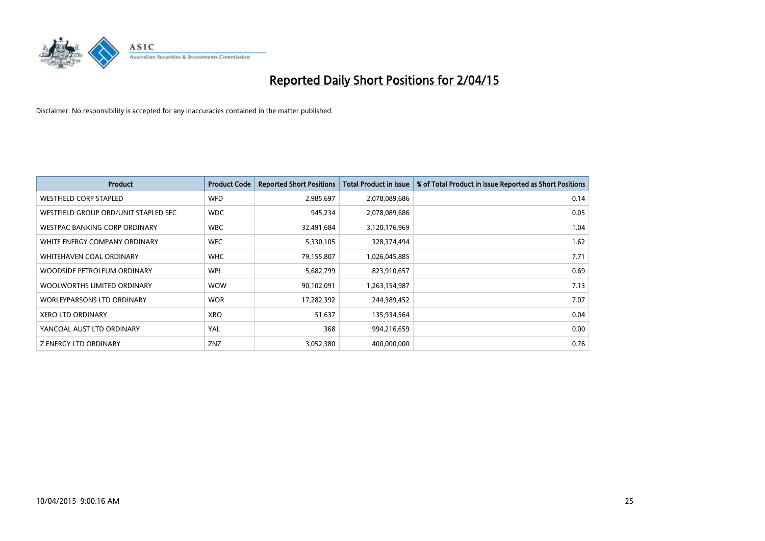# Reported Daily Short Positions for 2/04/15

Disclaimer: No responsibility is accepted for any inaccuracies contained in the matter published.

| Product | Product Code | Reported Short Positions | Total Product in Issue | % of Total Product in Issue Reported as Short Positions |
|---|---|---|---|---|
| WESTFIELD CORP STAPLED | WFD | 2,985,697 | 2,078,089,686 | 0.14 |
| WESTFIELD GROUP ORD/UNIT STAPLED SEC | WDC | 945,234 | 2,078,089,686 | 0.05 |
| WESTPAC BANKING CORP ORDINARY | WBC | 32,491,684 | 3,120,176,969 | 1.04 |
| WHITE ENERGY COMPANY ORDINARY | WEC | 5,330,105 | 328,374,494 | 1.62 |
| WHITEHAVEN COAL ORDINARY | WHC | 79,155,807 | 1,026,045,885 | 7.71 |
| WOODSIDE PETROLEUM ORDINARY | WPL | 5,682,799 | 823,910,657 | 0.69 |
| WOOLWORTHS LIMITED ORDINARY | WOW | 90,102,091 | 1,263,154,987 | 7.13 |
| WORLEYPARSONS LTD ORDINARY | WOR | 17,282,392 | 244,389,452 | 7.07 |
| XERO LTD ORDINARY | XRO | 51,637 | 135,934,564 | 0.04 |
| YANCOAL AUST LTD ORDINARY | YAL | 368 | 994,216,659 | 0.00 |
| Z ENERGY LTD ORDINARY | ZNZ | 3,052,380 | 400,000,000 | 0.76 |